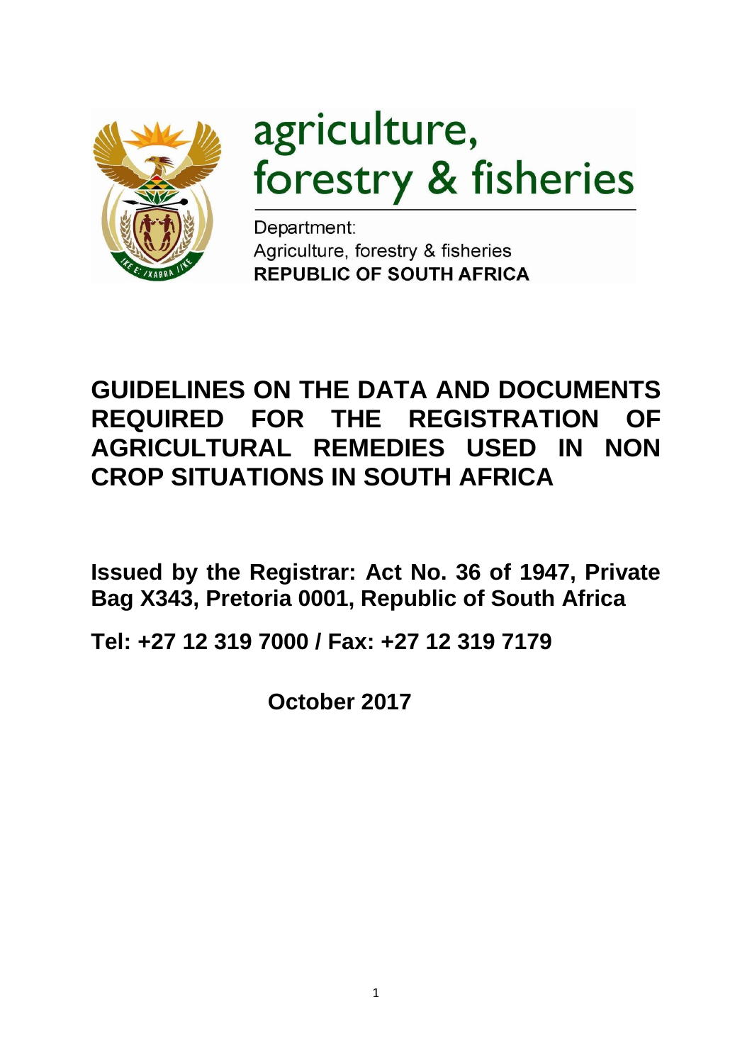agriculture,
forestry & fisheries

Department:
Agriculture, forestry & fisheries
**REPUBLIC OF SOUTH AFRICA**

# GUIDELINES ON THE DATA AND DOCUMENTS REQUIRED FOR THE REGISTRATION OF AGRICULTURAL REMEDIES USED IN NON CROP SITUATIONS IN SOUTH AFRICA

**Issued by the Registrar: Act No. 36 of 1947, Private Bag X343, Pretoria 0001, Republic of South Africa**

**Tel: +27 12 319 7000 / Fax: +27 12 319 7179**

**October 2017**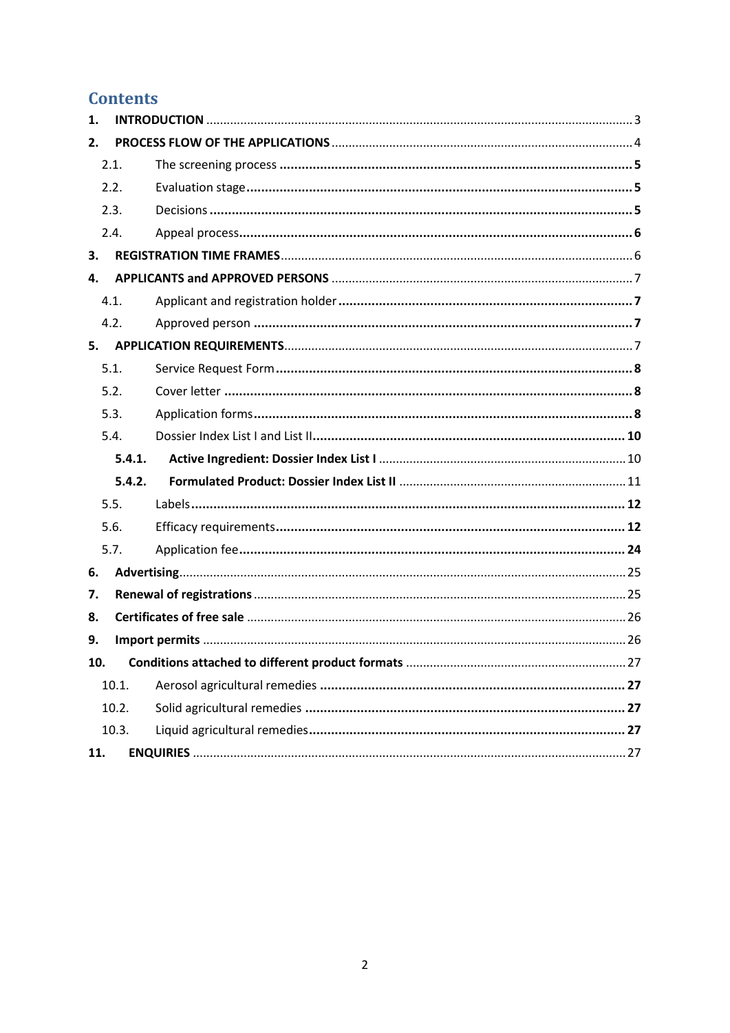# Contents

1. **INTRODUCTION** ..... 3
2. **PROCESS FLOW OF THE APPLICATIONS** ..... 4
   - 2.1. The screening process ..... 5
   - 2.2. Evaluation stage ..... 5
   - 2.3. Decisions ..... 5
   - 2.4. Appeal process ..... 6
3. **REGISTRATION TIME FRAMES** ..... 6
4. **APPLICANTS and APPROVED PERSONS** ..... 7
   - 4.1. Applicant and registration holder ..... 7
   - 4.2. Approved person ..... 7
5. **APPLICATION REQUIREMENTS** ..... 7
   - 5.1. Service Request Form ..... 8
   - 5.2. Cover letter ..... 8
   - 5.3. Application forms ..... 8
   - 5.4. Dossier Index List I and List II ..... 10
     - **5.4.1. Active Ingredient: Dossier Index List I** ..... 10
     - **5.4.2. Formulated Product: Dossier Index List II** ..... 11
   - 5.5. Labels ..... 12
   - 5.6. Efficacy requirements ..... 12
   - 5.7. Application fee ..... 24
6. **Advertising** ..... 25
7. **Renewal of registrations** ..... 25
8. **Certificates of free sale** ..... 26
9. **Import permits** ..... 26
10. **Conditions attached to different product formats** ..... 27
    - 10.1. Aerosol agricultural remedies ..... 27
    - 10.2. Solid agricultural remedies ..... 27
    - 10.3. Liquid agricultural remedies ..... 27
11. **ENQUIRIES** ..... 27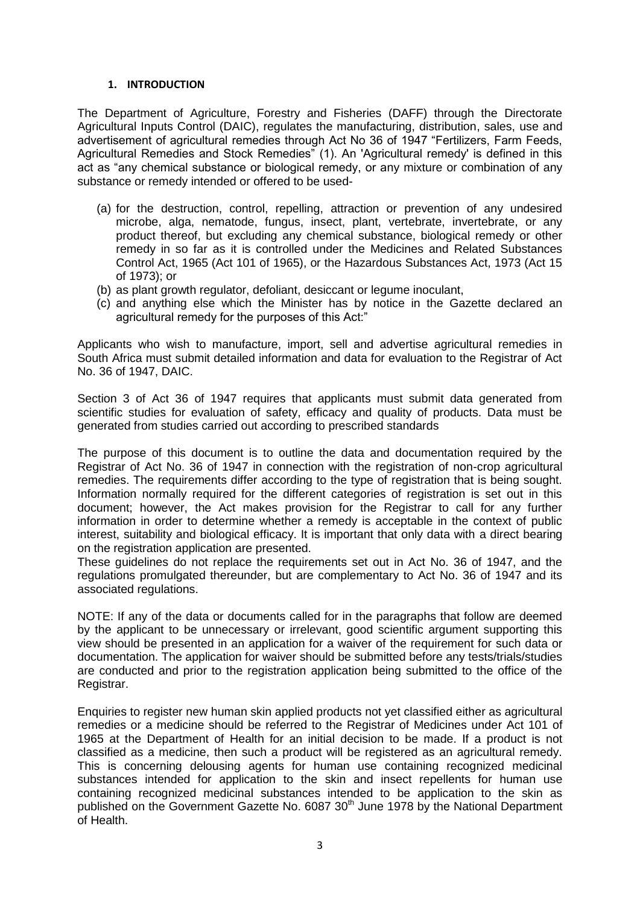## 1. INTRODUCTION

The Department of Agriculture, Forestry and Fisheries (DAFF) through the Directorate Agricultural Inputs Control (DAIC), regulates the manufacturing, distribution, sales, use and advertisement of agricultural remedies through Act No 36 of 1947 "Fertilizers, Farm Feeds, Agricultural Remedies and Stock Remedies" (1). An 'Agricultural remedy' is defined in this act as "any chemical substance or biological remedy, or any mixture or combination of any substance or remedy intended or offered to be used-

(a) for the destruction, control, repelling, attraction or prevention of any undesired microbe, alga, nematode, fungus, insect, plant, vertebrate, invertebrate, or any product thereof, but excluding any chemical substance, biological remedy or other remedy in so far as it is controlled under the Medicines and Related Substances Control Act, 1965 (Act 101 of 1965), or the Hazardous Substances Act, 1973 (Act 15 of 1973); or
(b) as plant growth regulator, defoliant, desiccant or legume inoculant,
(c) and anything else which the Minister has by notice in the Gazette declared an agricultural remedy for the purposes of this Act:"

Applicants who wish to manufacture, import, sell and advertise agricultural remedies in South Africa must submit detailed information and data for evaluation to the Registrar of Act No. 36 of 1947, DAIC.

Section 3 of Act 36 of 1947 requires that applicants must submit data generated from scientific studies for evaluation of safety, efficacy and quality of products. Data must be generated from studies carried out according to prescribed standards

The purpose of this document is to outline the data and documentation required by the Registrar of Act No. 36 of 1947 in connection with the registration of non-crop agricultural remedies. The requirements differ according to the type of registration that is being sought. Information normally required for the different categories of registration is set out in this document; however, the Act makes provision for the Registrar to call for any further information in order to determine whether a remedy is acceptable in the context of public interest, suitability and biological efficacy. It is important that only data with a direct bearing on the registration application are presented.
These guidelines do not replace the requirements set out in Act No. 36 of 1947, and the regulations promulgated thereunder, but are complementary to Act No. 36 of 1947 and its associated regulations.

NOTE: If any of the data or documents called for in the paragraphs that follow are deemed by the applicant to be unnecessary or irrelevant, good scientific argument supporting this view should be presented in an application for a waiver of the requirement for such data or documentation. The application for waiver should be submitted before any tests/trials/studies are conducted and prior to the registration application being submitted to the office of the Registrar.

Enquiries to register new human skin applied products not yet classified either as agricultural remedies or a medicine should be referred to the Registrar of Medicines under Act 101 of 1965 at the Department of Health for an initial decision to be made. If a product is not classified as a medicine, then such a product will be registered as an agricultural remedy. This is concerning delousing agents for human use containing recognized medicinal substances intended for application to the skin and insect repellents for human use containing recognized medicinal substances intended to be application to the skin as published on the Government Gazette No. 6087 30th June 1978 by the National Department of Health.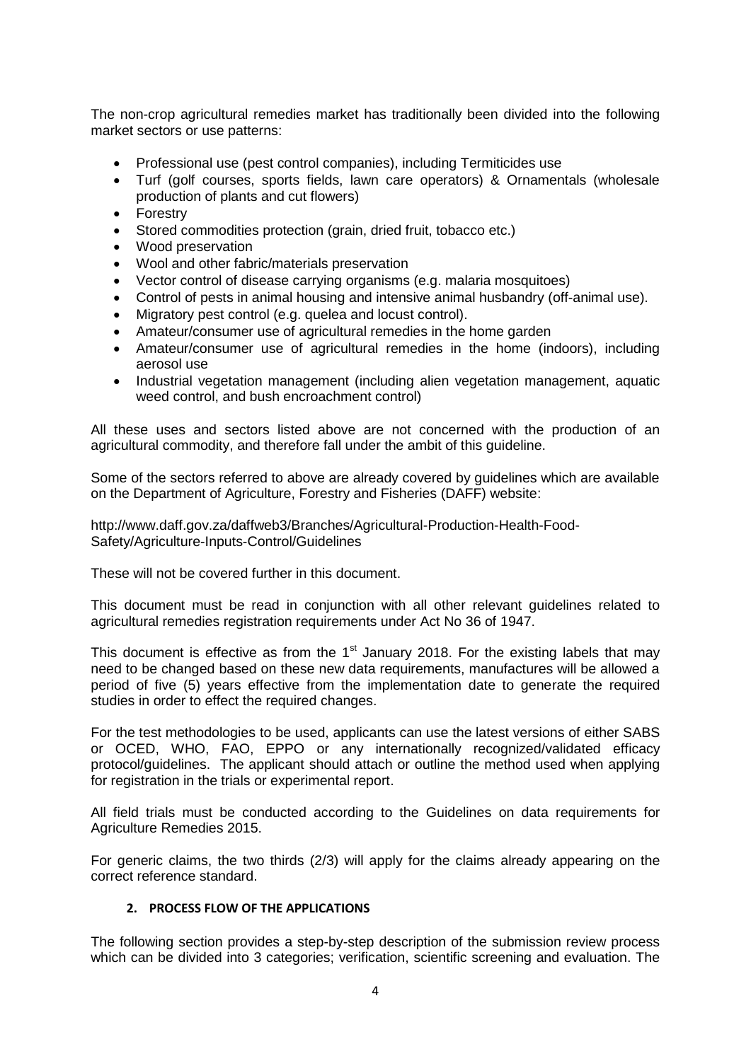The non-crop agricultural remedies market has traditionally been divided into the following market sectors or use patterns:

- Professional use (pest control companies), including Termiticides use
- Turf (golf courses, sports fields, lawn care operators) & Ornamentals (wholesale production of plants and cut flowers)
- Forestry
- Stored commodities protection (grain, dried fruit, tobacco etc.)
- Wood preservation
- Wool and other fabric/materials preservation
- Vector control of disease carrying organisms (e.g. malaria mosquitoes)
- Control of pests in animal housing and intensive animal husbandry (off-animal use).
- Migratory pest control (e.g. quelea and locust control).
- Amateur/consumer use of agricultural remedies in the home garden
- Amateur/consumer use of agricultural remedies in the home (indoors), including aerosol use
- Industrial vegetation management (including alien vegetation management, aquatic weed control, and bush encroachment control)

All these uses and sectors listed above are not concerned with the production of an agricultural commodity, and therefore fall under the ambit of this guideline.

Some of the sectors referred to above are already covered by guidelines which are available on the Department of Agriculture, Forestry and Fisheries (DAFF) website:

http://www.daff.gov.za/daffweb3/Branches/Agricultural-Production-Health-Food-Safety/Agriculture-Inputs-Control/Guidelines

These will not be covered further in this document.

This document must be read in conjunction with all other relevant guidelines related to agricultural remedies registration requirements under Act No 36 of 1947.

This document is effective as from the 1st January 2018. For the existing labels that may need to be changed based on these new data requirements, manufactures will be allowed a period of five (5) years effective from the implementation date to generate the required studies in order to effect the required changes.

For the test methodologies to be used, applicants can use the latest versions of either SABS or OCED, WHO, FAO, EPPO or any internationally recognized/validated efficacy protocol/guidelines. The applicant should attach or outline the method used when applying for registration in the trials or experimental report.

All field trials must be conducted according to the Guidelines on data requirements for Agriculture Remedies 2015.

For generic claims, the two thirds (2/3) will apply for the claims already appearing on the correct reference standard.

## 2. PROCESS FLOW OF THE APPLICATIONS

The following section provides a step-by-step description of the submission review process which can be divided into 3 categories; verification, scientific screening and evaluation. The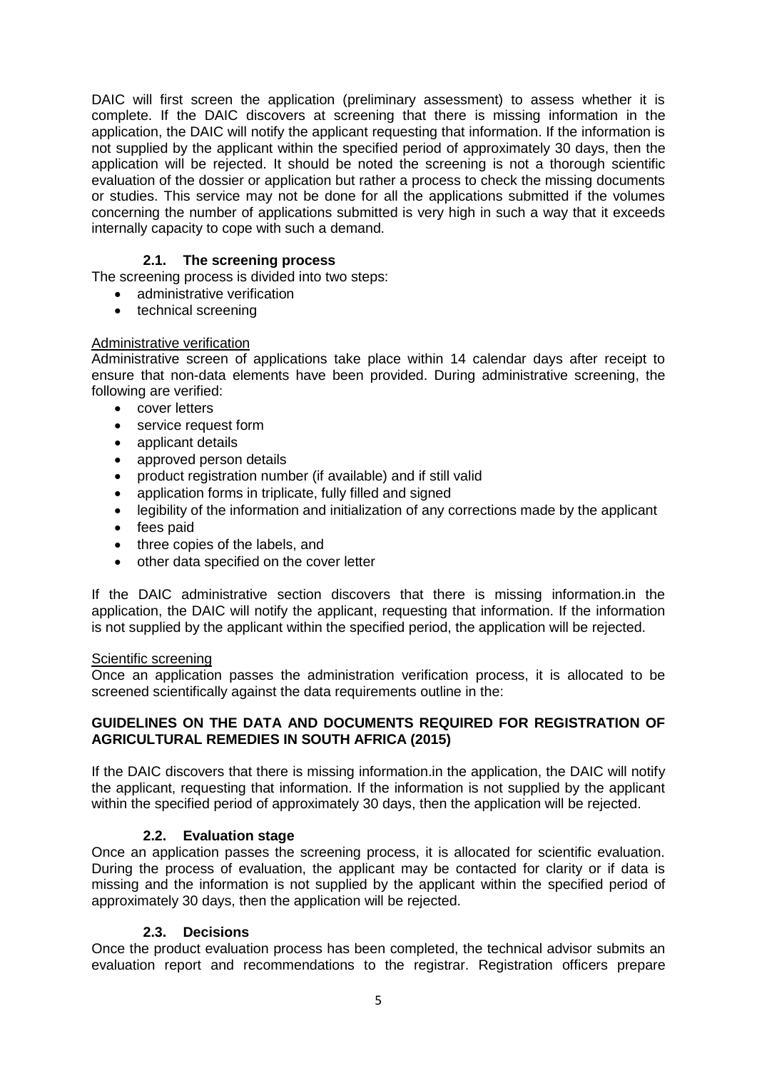DAIC will first screen the application (preliminary assessment) to assess whether it is complete. If the DAIC discovers at screening that there is missing information in the application, the DAIC will notify the applicant requesting that information. If the information is not supplied by the applicant within the specified period of approximately 30 days, then the application will be rejected. It should be noted the screening is not a thorough scientific evaluation of the dossier or application but rather a process to check the missing documents or studies. This service may not be done for all the applications submitted if the volumes concerning the number of applications submitted is very high in such a way that it exceeds internally capacity to cope with such a demand.

### 2.1. The screening process

The screening process is divided into two steps:

- administrative verification
- technical screening

Administrative verification

Administrative screen of applications take place within 14 calendar days after receipt to ensure that non-data elements have been provided. During administrative screening, the following are verified:

- cover letters
- service request form
- applicant details
- approved person details
- product registration number (if available) and if still valid
- application forms in triplicate, fully filled and signed
- legibility of the information and initialization of any corrections made by the applicant
- fees paid
- three copies of the labels, and
- other data specified on the cover letter

If the DAIC administrative section discovers that there is missing information.in the application, the DAIC will notify the applicant, requesting that information. If the information is not supplied by the applicant within the specified period, the application will be rejected.

Scientific screening

Once an application passes the administration verification process, it is allocated to be screened scientifically against the data requirements outline in the:

**GUIDELINES ON THE DATA AND DOCUMENTS REQUIRED FOR REGISTRATION OF AGRICULTURAL REMEDIES IN SOUTH AFRICA (2015)**

If the DAIC discovers that there is missing information.in the application, the DAIC will notify the applicant, requesting that information. If the information is not supplied by the applicant within the specified period of approximately 30 days, then the application will be rejected.

### 2.2. Evaluation stage

Once an application passes the screening process, it is allocated for scientific evaluation. During the process of evaluation, the applicant may be contacted for clarity or if data is missing and the information is not supplied by the applicant within the specified period of approximately 30 days, then the application will be rejected.

### 2.3. Decisions

Once the product evaluation process has been completed, the technical advisor submits an evaluation report and recommendations to the registrar. Registration officers prepare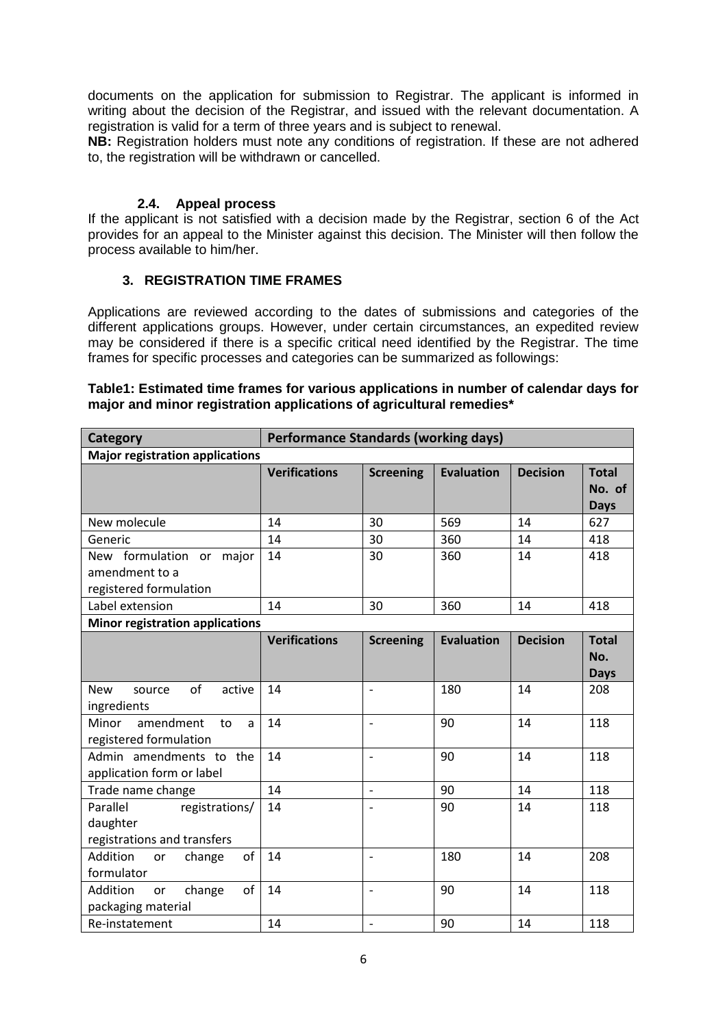documents on the application for submission to Registrar. The applicant is informed in writing about the decision of the Registrar, and issued with the relevant documentation. A registration is valid for a term of three years and is subject to renewal.

**NB:** Registration holders must note any conditions of registration. If these are not adhered to, the registration will be withdrawn or cancelled.

### 2.4. Appeal process

If the applicant is not satisfied with a decision made by the Registrar, section 6 of the Act provides for an appeal to the Minister against this decision. The Minister will then follow the process available to him/her.

## 3. REGISTRATION TIME FRAMES

Applications are reviewed according to the dates of submissions and categories of the different applications groups. However, under certain circumstances, an expedited review may be considered if there is a specific critical need identified by the Registrar. The time frames for specific processes and categories can be summarized as followings:

**Table1: Estimated time frames for various applications in number of calendar days for major and minor registration applications of agricultural remedies***

| **Category** | **Performance Standards (working days)** | | | | |
|---|---|---|---|---|---|
| **Major registration applications** | | | | | |
| | **Verifications** | **Screening** | **Evaluation** | **Decision** | **Total No. of Days** |
| New molecule | 14 | 30 | 569 | 14 | 627 |
| Generic | 14 | 30 | 360 | 14 | 418 |
| New formulation or major amendment to a registered formulation | 14 | 30 | 360 | 14 | 418 |
| Label extension | 14 | 30 | 360 | 14 | 418 |
| **Minor registration applications** | | | | | |
| | **Verifications** | **Screening** | **Evaluation** | **Decision** | **Total No. Days** |
| New source of active ingredients | 14 | - | 180 | 14 | 208 |
| Minor amendment to a registered formulation | 14 | - | 90 | 14 | 118 |
| Admin amendments to the application form or label | 14 | - | 90 | 14 | 118 |
| Trade name change | 14 | - | 90 | 14 | 118 |
| Parallel registrations/ daughter registrations and transfers | 14 | - | 90 | 14 | 118 |
| Addition or change of formulator | 14 | - | 180 | 14 | 208 |
| Addition or change of packaging material | 14 | - | 90 | 14 | 118 |
| Re-instatement | 14 | - | 90 | 14 | 118 |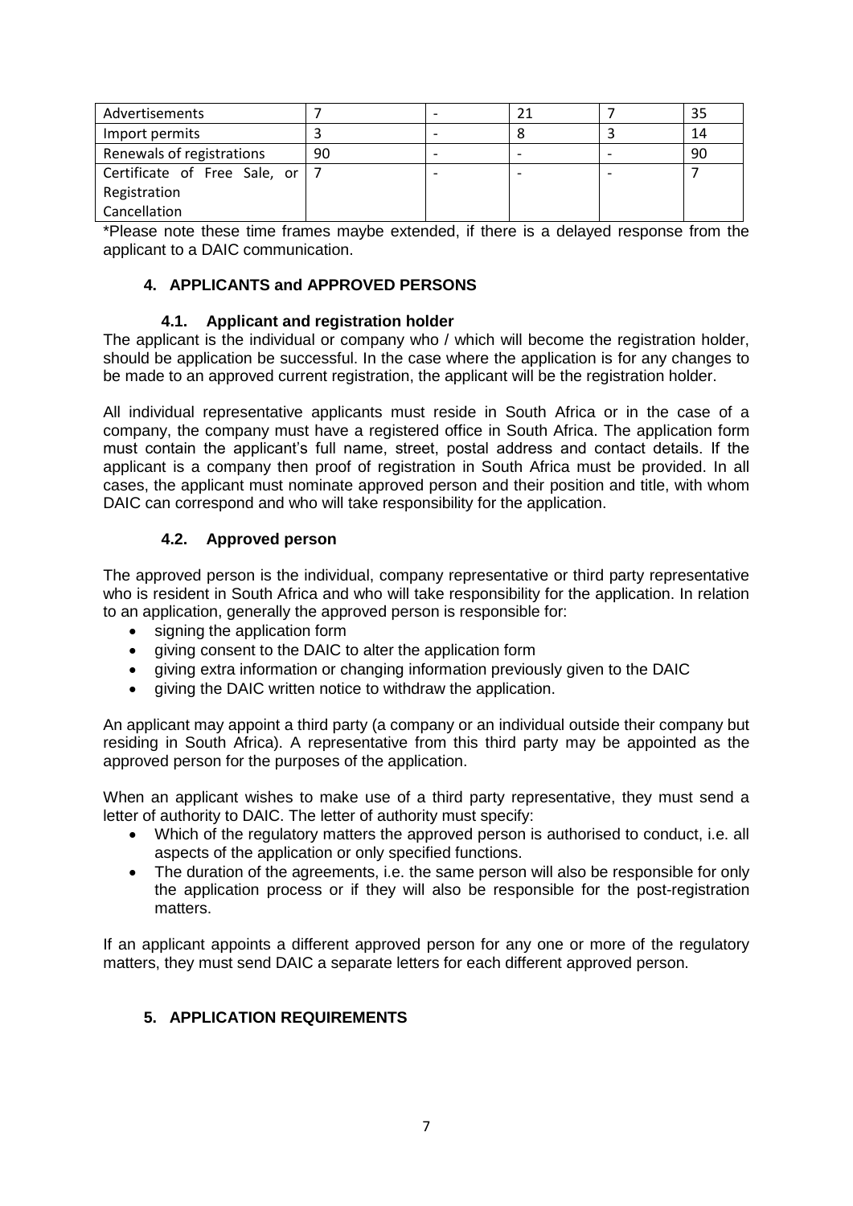| | | | | | |
|---|---|---|---|---|---|
| Advertisements | 7 | - | 21 | 7 | 35 |
| Import permits | 3 | - | 8 | 3 | 14 |
| Renewals of registrations | 90 | - | - | - | 90 |
| Certificate of Free Sale, or Registration Cancellation | 7 | - | - | - | 7 |

*Please note these time frames maybe extended, if there is a delayed response from the applicant to a DAIC communication.

## 4. APPLICANTS and APPROVED PERSONS

### 4.1. Applicant and registration holder

The applicant is the individual or company who / which will become the registration holder, should be application be successful. In the case where the application is for any changes to be made to an approved current registration, the applicant will be the registration holder.

All individual representative applicants must reside in South Africa or in the case of a company, the company must have a registered office in South Africa. The application form must contain the applicant's full name, street, postal address and contact details. If the applicant is a company then proof of registration in South Africa must be provided. In all cases, the applicant must nominate approved person and their position and title, with whom DAIC can correspond and who will take responsibility for the application.

### 4.2. Approved person

The approved person is the individual, company representative or third party representative who is resident in South Africa and who will take responsibility for the application. In relation to an application, generally the approved person is responsible for:

- signing the application form
- giving consent to the DAIC to alter the application form
- giving extra information or changing information previously given to the DAIC
- giving the DAIC written notice to withdraw the application.

An applicant may appoint a third party (a company or an individual outside their company but residing in South Africa). A representative from this third party may be appointed as the approved person for the purposes of the application.

When an applicant wishes to make use of a third party representative, they must send a letter of authority to DAIC. The letter of authority must specify:

- Which of the regulatory matters the approved person is authorised to conduct, i.e. all aspects of the application or only specified functions.
- The duration of the agreements, i.e. the same person will also be responsible for only the application process or if they will also be responsible for the post-registration matters.

If an applicant appoints a different approved person for any one or more of the regulatory matters, they must send DAIC a separate letters for each different approved person.

## 5. APPLICATION REQUIREMENTS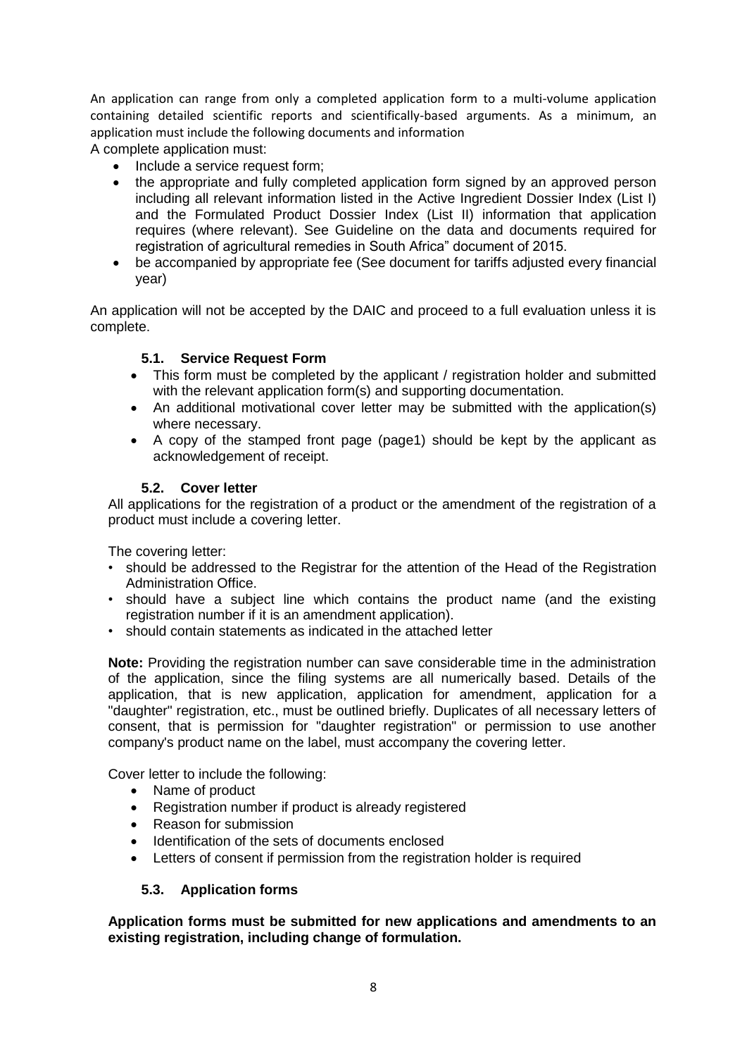An application can range from only a completed application form to a multi-volume application containing detailed scientific reports and scientifically-based arguments. As a minimum, an application must include the following documents and information

A complete application must:

- Include a service request form;
- the appropriate and fully completed application form signed by an approved person including all relevant information listed in the Active Ingredient Dossier Index (List I) and the Formulated Product Dossier Index (List II) information that application requires (where relevant). See Guideline on the data and documents required for registration of agricultural remedies in South Africa" document of 2015.
- be accompanied by appropriate fee (See document for tariffs adjusted every financial year)

An application will not be accepted by the DAIC and proceed to a full evaluation unless it is complete.

### 5.1. Service Request Form

- This form must be completed by the applicant / registration holder and submitted with the relevant application form(s) and supporting documentation.
- An additional motivational cover letter may be submitted with the application(s) where necessary.
- A copy of the stamped front page (page1) should be kept by the applicant as acknowledgement of receipt.

### 5.2. Cover letter

All applications for the registration of a product or the amendment of the registration of a product must include a covering letter.

The covering letter:

- should be addressed to the Registrar for the attention of the Head of the Registration Administration Office.
- should have a subject line which contains the product name (and the existing registration number if it is an amendment application).
- should contain statements as indicated in the attached letter

**Note:** Providing the registration number can save considerable time in the administration of the application, since the filing systems are all numerically based. Details of the application, that is new application, application for amendment, application for a "daughter" registration, etc., must be outlined briefly. Duplicates of all necessary letters of consent, that is permission for "daughter registration" or permission to use another company's product name on the label, must accompany the covering letter.

Cover letter to include the following:

- Name of product
- Registration number if product is already registered
- Reason for submission
- Identification of the sets of documents enclosed
- Letters of consent if permission from the registration holder is required

### 5.3. Application forms

**Application forms must be submitted for new applications and amendments to an existing registration, including change of formulation.**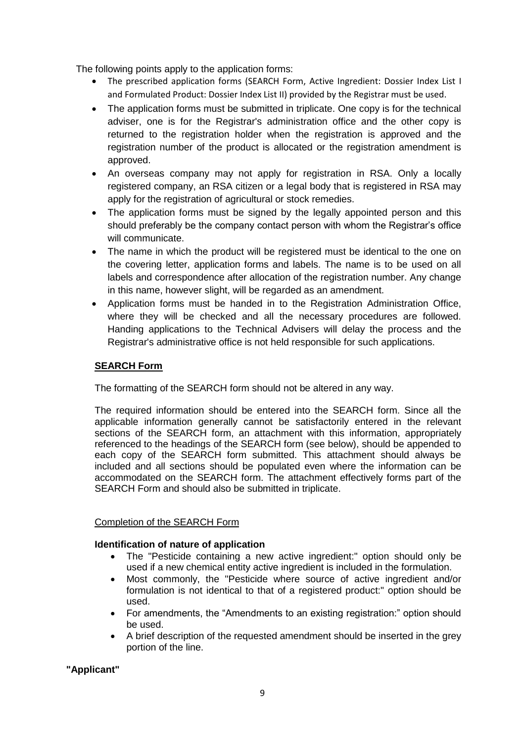The following points apply to the application forms:

- The prescribed application forms (SEARCH Form, Active Ingredient: Dossier Index List I and Formulated Product: Dossier Index List II) provided by the Registrar must be used.
- The application forms must be submitted in triplicate. One copy is for the technical adviser, one is for the Registrar's administration office and the other copy is returned to the registration holder when the registration is approved and the registration number of the product is allocated or the registration amendment is approved.
- An overseas company may not apply for registration in RSA. Only a locally registered company, an RSA citizen or a legal body that is registered in RSA may apply for the registration of agricultural or stock remedies.
- The application forms must be signed by the legally appointed person and this should preferably be the company contact person with whom the Registrar's office will communicate.
- The name in which the product will be registered must be identical to the one on the covering letter, application forms and labels. The name is to be used on all labels and correspondence after allocation of the registration number. Any change in this name, however slight, will be regarded as an amendment.
- Application forms must be handed in to the Registration Administration Office, where they will be checked and all the necessary procedures are followed. Handing applications to the Technical Advisers will delay the process and the Registrar's administrative office is not held responsible for such applications.

## SEARCH Form

The formatting of the SEARCH form should not be altered in any way.

The required information should be entered into the SEARCH form. Since all the applicable information generally cannot be satisfactorily entered in the relevant sections of the SEARCH form, an attachment with this information, appropriately referenced to the headings of the SEARCH form (see below), should be appended to each copy of the SEARCH form submitted. This attachment should always be included and all sections should be populated even where the information can be accommodated on the SEARCH form. The attachment effectively forms part of the SEARCH Form and should also be submitted in triplicate.

### Completion of the SEARCH Form

**Identification of nature of application**

- The "Pesticide containing a new active ingredient:" option should only be used if a new chemical entity active ingredient is included in the formulation.
- Most commonly, the "Pesticide where source of active ingredient and/or formulation is not identical to that of a registered product:" option should be used.
- For amendments, the "Amendments to an existing registration:" option should be used.
- A brief description of the requested amendment should be inserted in the grey portion of the line.

**"Applicant"**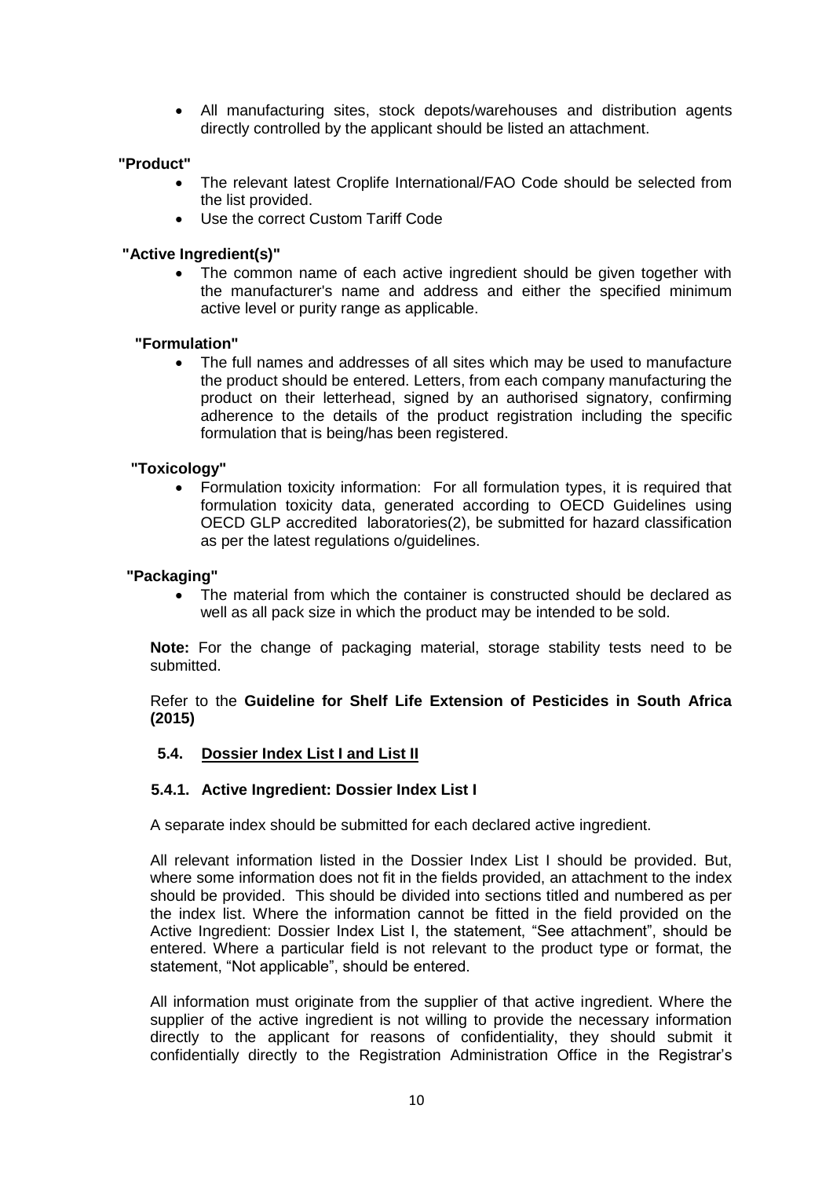- All manufacturing sites, stock depots/warehouses and distribution agents directly controlled by the applicant should be listed an attachment.

**"Product"**

- The relevant latest Croplife International/FAO Code should be selected from the list provided.
- Use the correct Custom Tariff Code

**"Active Ingredient(s)"**

- The common name of each active ingredient should be given together with the manufacturer's name and address and either the specified minimum active level or purity range as applicable.

**"Formulation"**

- The full names and addresses of all sites which may be used to manufacture the product should be entered. Letters, from each company manufacturing the product on their letterhead, signed by an authorised signatory, confirming adherence to the details of the product registration including the specific formulation that is being/has been registered.

**"Toxicology"**

- Formulation toxicity information: For all formulation types, it is required that formulation toxicity data, generated according to OECD Guidelines using OECD GLP accredited laboratories(2), be submitted for hazard classification as per the latest regulations o/guidelines.

**"Packaging"**

- The material from which the container is constructed should be declared as well as all pack size in which the product may be intended to be sold.

**Note:** For the change of packaging material, storage stability tests need to be submitted.

Refer to the **Guideline for Shelf Life Extension of Pesticides in South Africa (2015)**

### 5.4. Dossier Index List I and List II

#### 5.4.1. Active Ingredient: Dossier Index List I

A separate index should be submitted for each declared active ingredient.

All relevant information listed in the Dossier Index List I should be provided. But, where some information does not fit in the fields provided, an attachment to the index should be provided. This should be divided into sections titled and numbered as per the index list. Where the information cannot be fitted in the field provided on the Active Ingredient: Dossier Index List I, the statement, "See attachment", should be entered. Where a particular field is not relevant to the product type or format, the statement, "Not applicable", should be entered.

All information must originate from the supplier of that active ingredient. Where the supplier of the active ingredient is not willing to provide the necessary information directly to the applicant for reasons of confidentiality, they should submit it confidentially directly to the Registration Administration Office in the Registrar's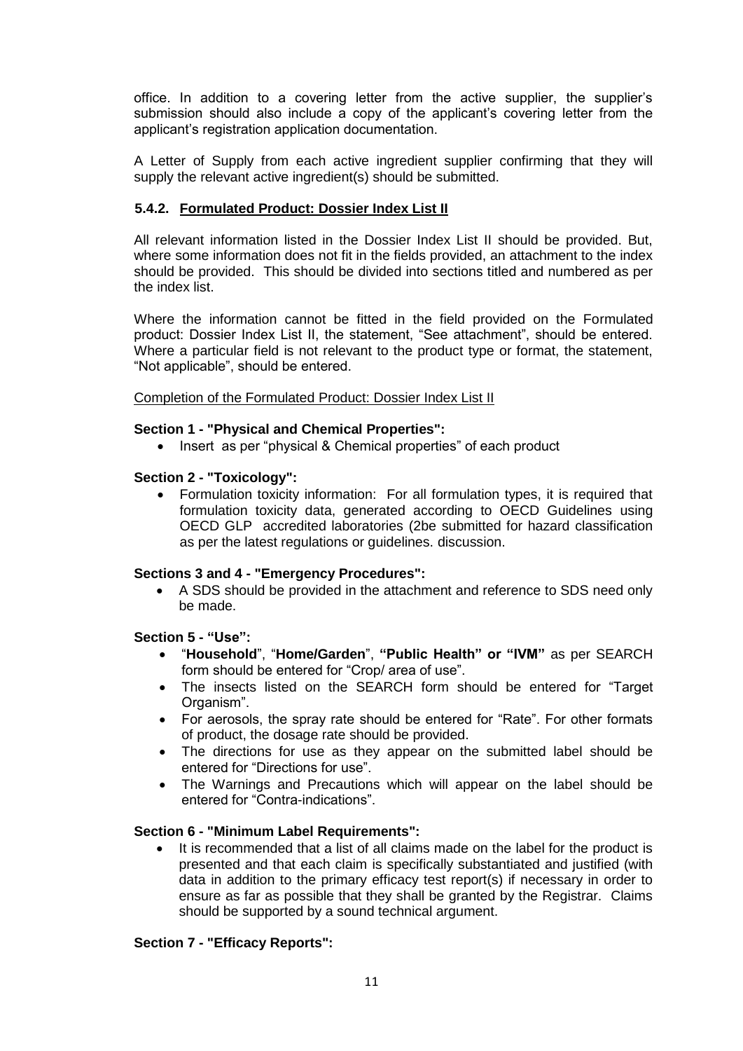office. In addition to a covering letter from the active supplier, the supplier's submission should also include a copy of the applicant's covering letter from the applicant's registration application documentation.

A Letter of Supply from each active ingredient supplier confirming that they will supply the relevant active ingredient(s) should be submitted.

### 5.4.2. Formulated Product: Dossier Index List II

All relevant information listed in the Dossier Index List II should be provided. But, where some information does not fit in the fields provided, an attachment to the index should be provided. This should be divided into sections titled and numbered as per the index list.

Where the information cannot be fitted in the field provided on the Formulated product: Dossier Index List II, the statement, "See attachment", should be entered. Where a particular field is not relevant to the product type or format, the statement, "Not applicable", should be entered.

Completion of the Formulated Product: Dossier Index List II

**Section 1 - "Physical and Chemical Properties":**

- Insert as per "physical & Chemical properties" of each product

**Section 2 - "Toxicology":**

- Formulation toxicity information: For all formulation types, it is required that formulation toxicity data, generated according to OECD Guidelines using OECD GLP accredited laboratories (2be submitted for hazard classification as per the latest regulations or guidelines. discussion.

**Sections 3 and 4 - "Emergency Procedures":**

- A SDS should be provided in the attachment and reference to SDS need only be made.

**Section 5 - "Use":**

- "**Household**", "**Home/Garden**", **"Public Health" or "IVM"** as per SEARCH form should be entered for "Crop/ area of use".
- The insects listed on the SEARCH form should be entered for "Target Organism".
- For aerosols, the spray rate should be entered for "Rate". For other formats of product, the dosage rate should be provided.
- The directions for use as they appear on the submitted label should be entered for "Directions for use".
- The Warnings and Precautions which will appear on the label should be entered for "Contra-indications".

**Section 6 - "Minimum Label Requirements":**

- It is recommended that a list of all claims made on the label for the product is presented and that each claim is specifically substantiated and justified (with data in addition to the primary efficacy test report(s) if necessary in order to ensure as far as possible that they shall be granted by the Registrar. Claims should be supported by a sound technical argument.

**Section 7 - "Efficacy Reports":**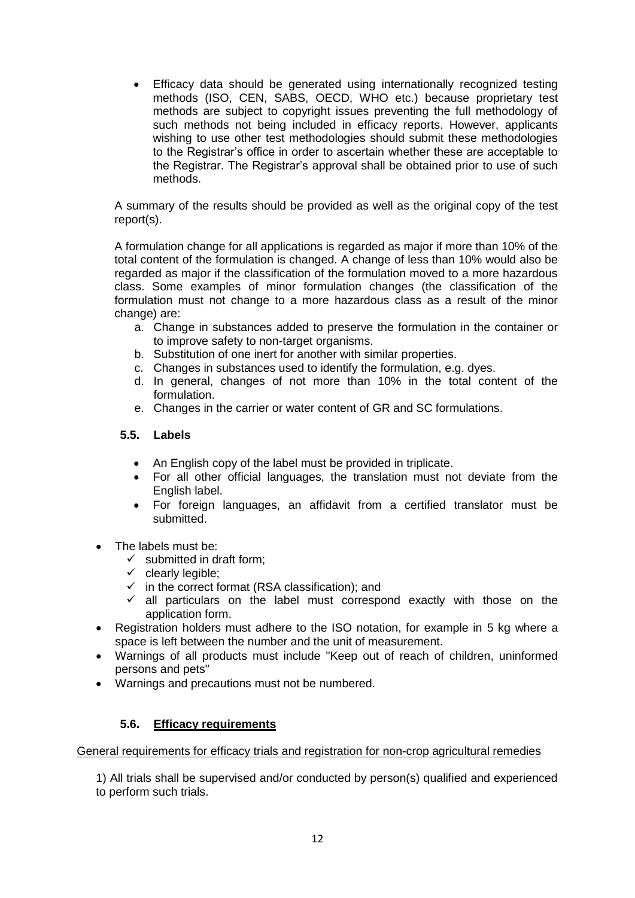- Efficacy data should be generated using internationally recognized testing methods (ISO, CEN, SABS, OECD, WHO etc.) because proprietary test methods are subject to copyright issues preventing the full methodology of such methods not being included in efficacy reports. However, applicants wishing to use other test methodologies should submit these methodologies to the Registrar's office in order to ascertain whether these are acceptable to the Registrar. The Registrar's approval shall be obtained prior to use of such methods.

A summary of the results should be provided as well as the original copy of the test report(s).

A formulation change for all applications is regarded as major if more than 10% of the total content of the formulation is changed. A change of less than 10% would also be regarded as major if the classification of the formulation moved to a more hazardous class. Some examples of minor formulation changes (the classification of the formulation must not change to a more hazardous class as a result of the minor change) are:

a. Change in substances added to preserve the formulation in the container or to improve safety to non-target organisms.
b. Substitution of one inert for another with similar properties.
c. Changes in substances used to identify the formulation, e.g. dyes.
d. In general, changes of not more than 10% in the total content of the formulation.
e. Changes in the carrier or water content of GR and SC formulations.

### 5.5. Labels

- An English copy of the label must be provided in triplicate.
- For all other official languages, the translation must not deviate from the English label.
- For foreign languages, an affidavit from a certified translator must be submitted.

- The labels must be:
  - ✓ submitted in draft form;
  - ✓ clearly legible;
  - ✓ in the correct format (RSA classification); and
  - ✓ all particulars on the label must correspond exactly with those on the application form.
- Registration holders must adhere to the ISO notation, for example in 5 kg where a space is left between the number and the unit of measurement.
- Warnings of all products must include "Keep out of reach of children, uninformed persons and pets"
- Warnings and precautions must not be numbered.

### 5.6. Efficacy requirements

General requirements for efficacy trials and registration for non-crop agricultural remedies

1) All trials shall be supervised and/or conducted by person(s) qualified and experienced to perform such trials.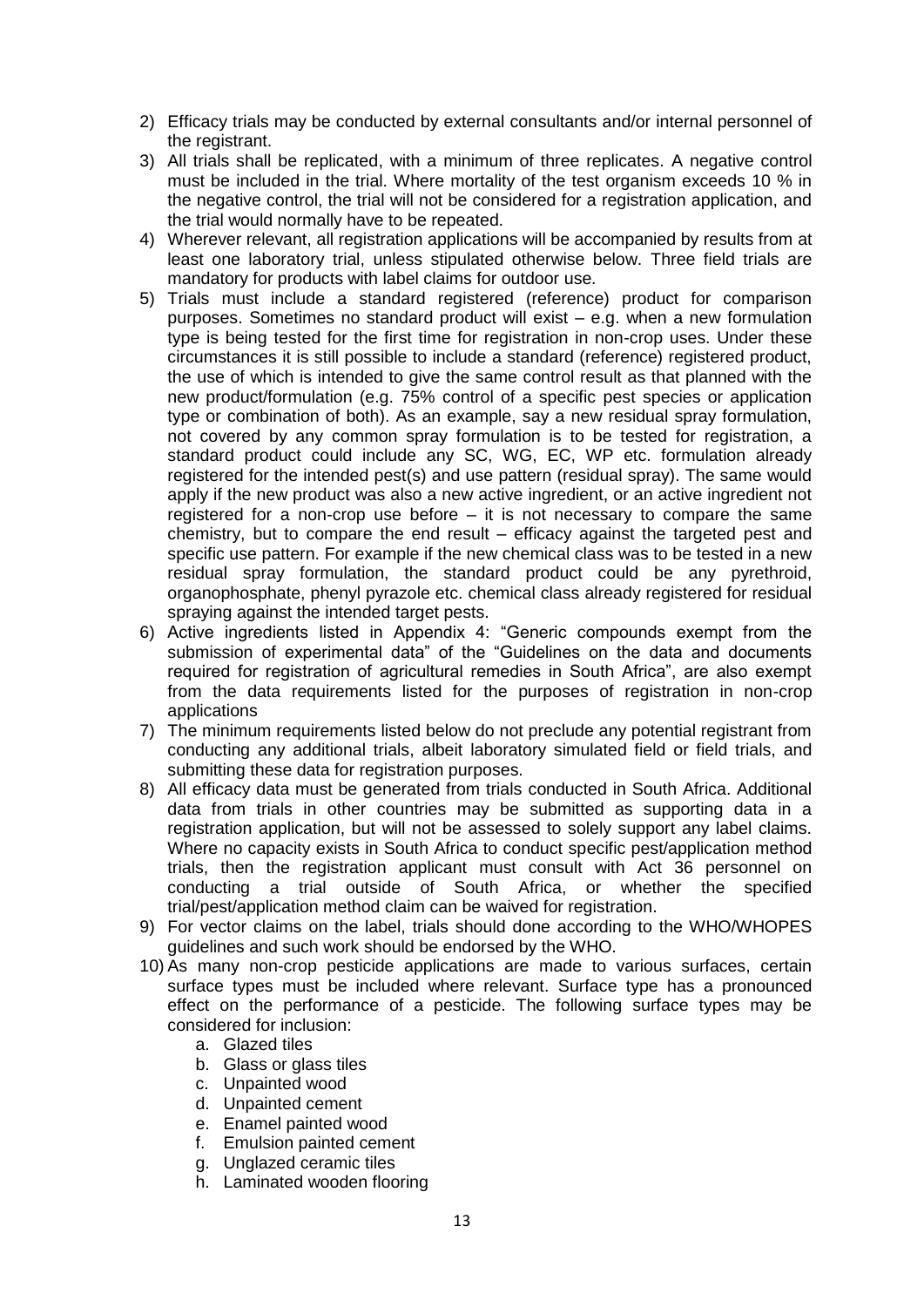2) Efficacy trials may be conducted by external consultants and/or internal personnel of the registrant.
3) All trials shall be replicated, with a minimum of three replicates. A negative control must be included in the trial. Where mortality of the test organism exceeds 10 % in the negative control, the trial will not be considered for a registration application, and the trial would normally have to be repeated.
4) Wherever relevant, all registration applications will be accompanied by results from at least one laboratory trial, unless stipulated otherwise below. Three field trials are mandatory for products with label claims for outdoor use.
5) Trials must include a standard registered (reference) product for comparison purposes. Sometimes no standard product will exist – e.g. when a new formulation type is being tested for the first time for registration in non-crop uses. Under these circumstances it is still possible to include a standard (reference) registered product, the use of which is intended to give the same control result as that planned with the new product/formulation (e.g. 75% control of a specific pest species or application type or combination of both). As an example, say a new residual spray formulation, not covered by any common spray formulation is to be tested for registration, a standard product could include any SC, WG, EC, WP etc. formulation already registered for the intended pest(s) and use pattern (residual spray). The same would apply if the new product was also a new active ingredient, or an active ingredient not registered for a non-crop use before – it is not necessary to compare the same chemistry, but to compare the end result – efficacy against the targeted pest and specific use pattern. For example if the new chemical class was to be tested in a new residual spray formulation, the standard product could be any pyrethroid, organophosphate, phenyl pyrazole etc. chemical class already registered for residual spraying against the intended target pests.
6) Active ingredients listed in Appendix 4: "Generic compounds exempt from the submission of experimental data" of the "Guidelines on the data and documents required for registration of agricultural remedies in South Africa", are also exempt from the data requirements listed for the purposes of registration in non-crop applications
7) The minimum requirements listed below do not preclude any potential registrant from conducting any additional trials, albeit laboratory simulated field or field trials, and submitting these data for registration purposes.
8) All efficacy data must be generated from trials conducted in South Africa. Additional data from trials in other countries may be submitted as supporting data in a registration application, but will not be assessed to solely support any label claims. Where no capacity exists in South Africa to conduct specific pest/application method trials, then the registration applicant must consult with Act 36 personnel on conducting a trial outside of South Africa, or whether the specified trial/pest/application method claim can be waived for registration.
9) For vector claims on the label, trials should done according to the WHO/WHOPES guidelines and such work should be endorsed by the WHO.
10) As many non-crop pesticide applications are made to various surfaces, certain surface types must be included where relevant. Surface type has a pronounced effect on the performance of a pesticide. The following surface types may be considered for inclusion:
    a. Glazed tiles
    b. Glass or glass tiles
    c. Unpainted wood
    d. Unpainted cement
    e. Enamel painted wood
    f. Emulsion painted cement
    g. Unglazed ceramic tiles
    h. Laminated wooden flooring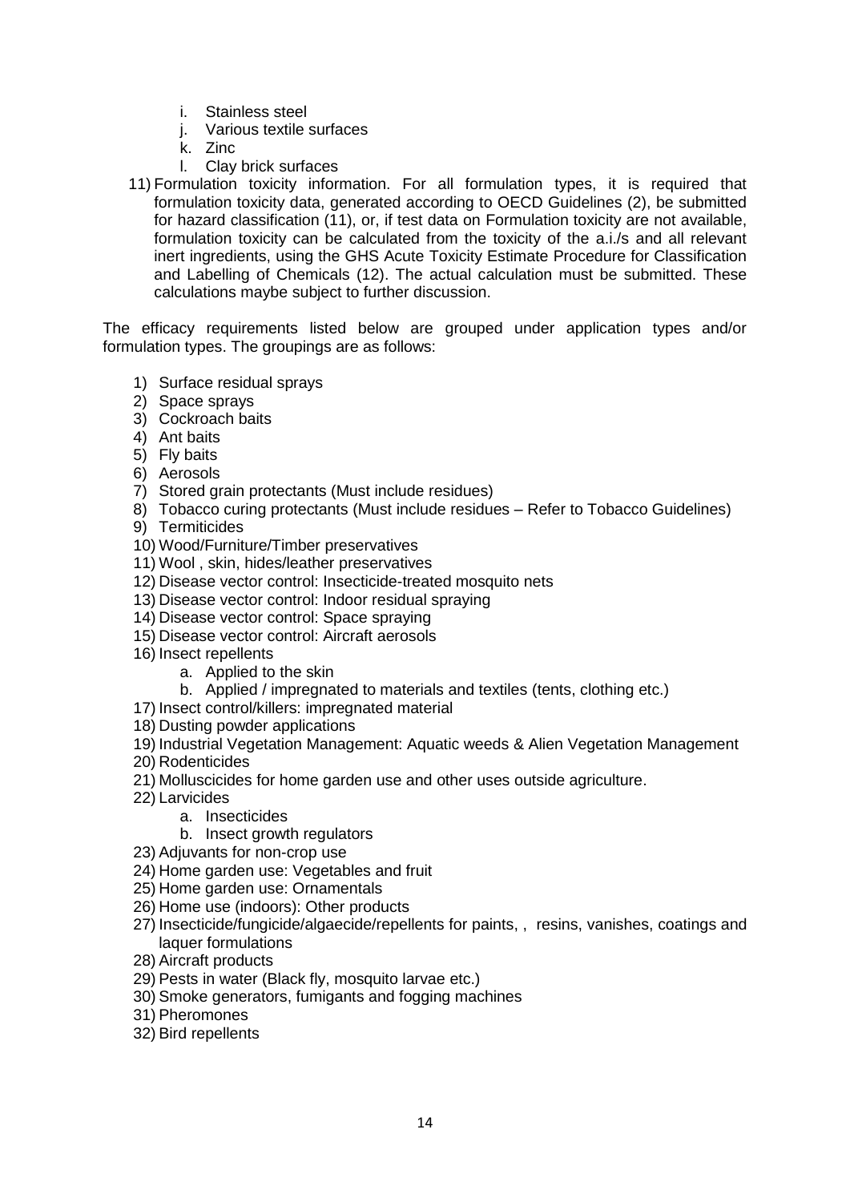i. Stainless steel
   j. Various textile surfaces
   k. Zinc
   l. Clay brick surfaces

11) Formulation toxicity information. For all formulation types, it is required that formulation toxicity data, generated according to OECD Guidelines (2), be submitted for hazard classification (11), or, if test data on Formulation toxicity are not available, formulation toxicity can be calculated from the toxicity of the a.i./s and all relevant inert ingredients, using the GHS Acute Toxicity Estimate Procedure for Classification and Labelling of Chemicals (12). The actual calculation must be submitted. These calculations maybe subject to further discussion.

The efficacy requirements listed below are grouped under application types and/or formulation types. The groupings are as follows:

1) Surface residual sprays
2) Space sprays
3) Cockroach baits
4) Ant baits
5) Fly baits
6) Aerosols
7) Stored grain protectants (Must include residues)
8) Tobacco curing protectants (Must include residues – Refer to Tobacco Guidelines)
9) Termiticides
10) Wood/Furniture/Timber preservatives
11) Wool , skin, hides/leather preservatives
12) Disease vector control: Insecticide-treated mosquito nets
13) Disease vector control: Indoor residual spraying
14) Disease vector control: Space spraying
15) Disease vector control: Aircraft aerosols
16) Insect repellents
    a. Applied to the skin
    b. Applied / impregnated to materials and textiles (tents, clothing etc.)
17) Insect control/killers: impregnated material
18) Dusting powder applications
19) Industrial Vegetation Management: Aquatic weeds & Alien Vegetation Management
20) Rodenticides
21) Molluscicides for home garden use and other uses outside agriculture.
22) Larvicides
    a. Insecticides
    b. Insect growth regulators
23) Adjuvants for non-crop use
24) Home garden use: Vegetables and fruit
25) Home garden use: Ornamentals
26) Home use (indoors): Other products
27) Insecticide/fungicide/algaecide/repellents for paints, , resins, vanishes, coatings and laquer formulations
28) Aircraft products
29) Pests in water (Black fly, mosquito larvae etc.)
30) Smoke generators, fumigants and fogging machines
31) Pheromones
32) Bird repellents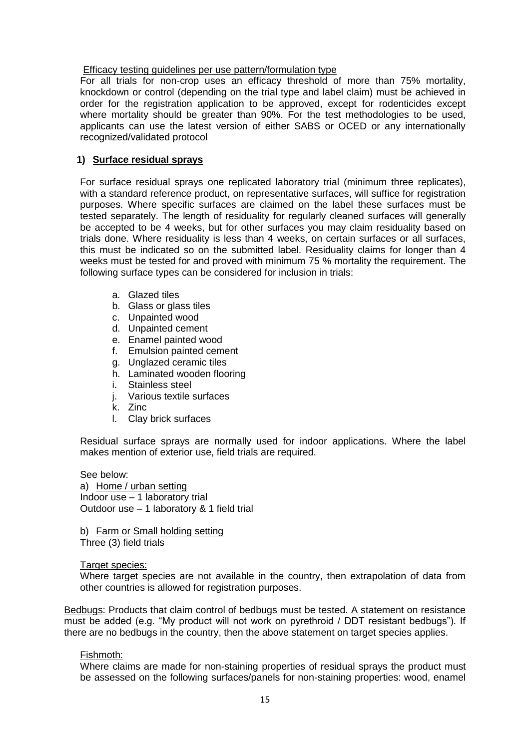Efficacy testing guidelines per use pattern/formulation type

For all trials for non-crop uses an efficacy threshold of more than 75% mortality, knockdown or control (depending on the trial type and label claim) must be achieved in order for the registration application to be approved, except for rodenticides except where mortality should be greater than 90%. For the test methodologies to be used, applicants can use the latest version of either SABS or OCED or any internationally recognized/validated protocol

## 1) Surface residual sprays

For surface residual sprays one replicated laboratory trial (minimum three replicates), with a standard reference product, on representative surfaces, will suffice for registration purposes. Where specific surfaces are claimed on the label these surfaces must be tested separately. The length of residuality for regularly cleaned surfaces will generally be accepted to be 4 weeks, but for other surfaces you may claim residuality based on trials done. Where residuality is less than 4 weeks, on certain surfaces or all surfaces, this must be indicated so on the submitted label. Residuality claims for longer than 4 weeks must be tested for and proved with minimum 75 % mortality the requirement. The following surface types can be considered for inclusion in trials:

a. Glazed tiles
b. Glass or glass tiles
c. Unpainted wood
d. Unpainted cement
e. Enamel painted wood
f. Emulsion painted cement
g. Unglazed ceramic tiles
h. Laminated wooden flooring
i. Stainless steel
j. Various textile surfaces
k. Zinc
l. Clay brick surfaces

Residual surface sprays are normally used for indoor applications. Where the label makes mention of exterior use, field trials are required.

See below:

a) Home / urban setting
Indoor use – 1 laboratory trial
Outdoor use – 1 laboratory & 1 field trial

b) Farm or Small holding setting
Three (3) field trials

Target species:
Where target species are not available in the country, then extrapolation of data from other countries is allowed for registration purposes.

Bedbugs: Products that claim control of bedbugs must be tested. A statement on resistance must be added (e.g. "My product will not work on pyrethroid / DDT resistant bedbugs"). If there are no bedbugs in the country, then the above statement on target species applies.

Fishmoth:
Where claims are made for non-staining properties of residual sprays the product must be assessed on the following surfaces/panels for non-staining properties: wood, enamel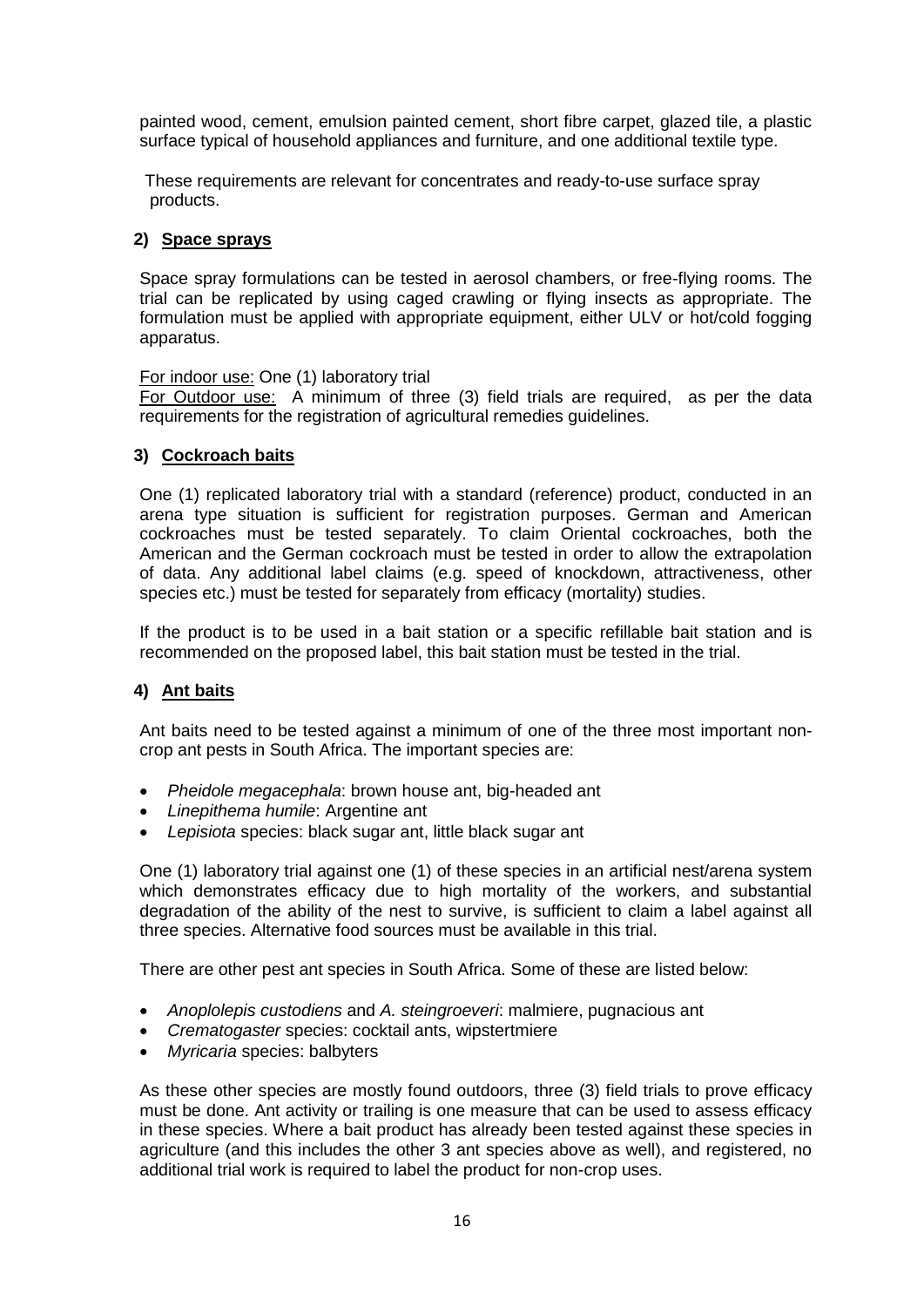painted wood, cement, emulsion painted cement, short fibre carpet, glazed tile, a plastic surface typical of household appliances and furniture, and one additional textile type.

These requirements are relevant for concentrates and ready-to-use surface spray products.

### 2) Space sprays

Space spray formulations can be tested in aerosol chambers, or free-flying rooms. The trial can be replicated by using caged crawling or flying insects as appropriate. The formulation must be applied with appropriate equipment, either ULV or hot/cold fogging apparatus.

For indoor use: One (1) laboratory trial
For Outdoor use: A minimum of three (3) field trials are required, as per the data requirements for the registration of agricultural remedies guidelines.

### 3) Cockroach baits

One (1) replicated laboratory trial with a standard (reference) product, conducted in an arena type situation is sufficient for registration purposes. German and American cockroaches must be tested separately. To claim Oriental cockroaches, both the American and the German cockroach must be tested in order to allow the extrapolation of data. Any additional label claims (e.g. speed of knockdown, attractiveness, other species etc.) must be tested for separately from efficacy (mortality) studies.

If the product is to be used in a bait station or a specific refillable bait station and is recommended on the proposed label, this bait station must be tested in the trial.

### 4) Ant baits

Ant baits need to be tested against a minimum of one of the three most important non-crop ant pests in South Africa. The important species are:

- *Pheidole megacephala*: brown house ant, big-headed ant
- *Linepithema humile*: Argentine ant
- *Lepisiota* species: black sugar ant, little black sugar ant

One (1) laboratory trial against one (1) of these species in an artificial nest/arena system which demonstrates efficacy due to high mortality of the workers, and substantial degradation of the ability of the nest to survive, is sufficient to claim a label against all three species. Alternative food sources must be available in this trial.

There are other pest ant species in South Africa. Some of these are listed below:

- *Anoplolepis custodiens* and *A. steingroeveri*: malmiere, pugnacious ant
- *Crematogaster* species: cocktail ants, wipstertmiere
- *Myricaria* species: balbyters

As these other species are mostly found outdoors, three (3) field trials to prove efficacy must be done. Ant activity or trailing is one measure that can be used to assess efficacy in these species. Where a bait product has already been tested against these species in agriculture (and this includes the other 3 ant species above as well), and registered, no additional trial work is required to label the product for non-crop uses.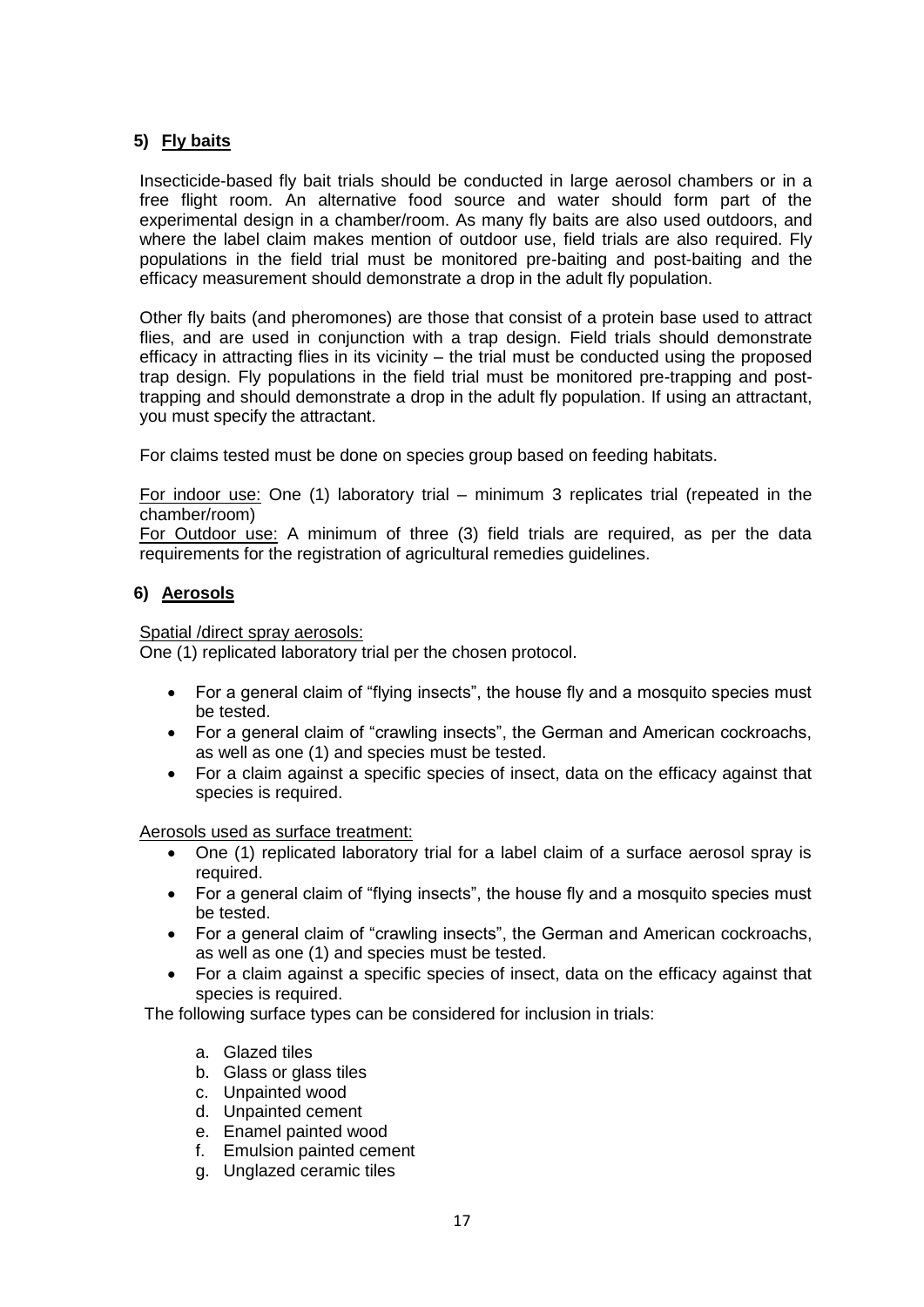### 5) **Fly baits**

Insecticide-based fly bait trials should be conducted in large aerosol chambers or in a free flight room. An alternative food source and water should form part of the experimental design in a chamber/room. As many fly baits are also used outdoors, and where the label claim makes mention of outdoor use, field trials are also required. Fly populations in the field trial must be monitored pre-baiting and post-baiting and the efficacy measurement should demonstrate a drop in the adult fly population.

Other fly baits (and pheromones) are those that consist of a protein base used to attract flies, and are used in conjunction with a trap design. Field trials should demonstrate efficacy in attracting flies in its vicinity – the trial must be conducted using the proposed trap design. Fly populations in the field trial must be monitored pre-trapping and post-trapping and should demonstrate a drop in the adult fly population. If using an attractant, you must specify the attractant.

For claims tested must be done on species group based on feeding habitats.

<u>For indoor use:</u> One (1) laboratory trial – minimum 3 replicates trial (repeated in the chamber/room)
<u>For Outdoor use:</u> A minimum of three (3) field trials are required, as per the data requirements for the registration of agricultural remedies guidelines.

### 6) **Aerosols**

<u>Spatial /direct spray aerosols:</u>
One (1) replicated laboratory trial per the chosen protocol.

- For a general claim of "flying insects", the house fly and a mosquito species must be tested.
- For a general claim of "crawling insects", the German and American cockroachs, as well as one (1) and species must be tested.
- For a claim against a specific species of insect, data on the efficacy against that species is required.

<u>Aerosols used as surface treatment:</u>

- One (1) replicated laboratory trial for a label claim of a surface aerosol spray is required.
- For a general claim of "flying insects", the house fly and a mosquito species must be tested.
- For a general claim of "crawling insects", the German and American cockroachs, as well as one (1) and species must be tested.
- For a claim against a specific species of insect, data on the efficacy against that species is required.

The following surface types can be considered for inclusion in trials:

a. Glazed tiles
b. Glass or glass tiles
c. Unpainted wood
d. Unpainted cement
e. Enamel painted wood
f. Emulsion painted cement
g. Unglazed ceramic tiles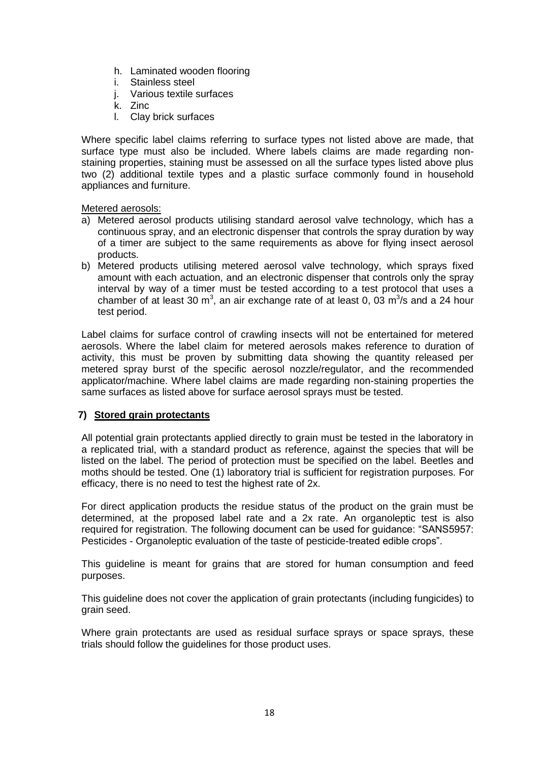h. Laminated wooden flooring
i. Stainless steel
j. Various textile surfaces
k. Zinc
l. Clay brick surfaces

Where specific label claims referring to surface types not listed above are made, that surface type must also be included. Where labels claims are made regarding non-staining properties, staining must be assessed on all the surface types listed above plus two (2) additional textile types and a plastic surface commonly found in household appliances and furniture.

Metered aerosols:

a) Metered aerosol products utilising standard aerosol valve technology, which has a continuous spray, and an electronic dispenser that controls the spray duration by way of a timer are subject to the same requirements as above for flying insect aerosol products.
b) Metered products utilising metered aerosol valve technology, which sprays fixed amount with each actuation, and an electronic dispenser that controls only the spray interval by way of a timer must be tested according to a test protocol that uses a chamber of at least 30 $m^3$, an air exchange rate of at least 0, 03 $m^3$/s and a 24 hour test period.

Label claims for surface control of crawling insects will not be entertained for metered aerosols. Where the label claim for metered aerosols makes reference to duration of activity, this must be proven by submitting data showing the quantity released per metered spray burst of the specific aerosol nozzle/regulator, and the recommended applicator/machine. Where label claims are made regarding non-staining properties the same surfaces as listed above for surface aerosol sprays must be tested.

## 7) Stored grain protectants

All potential grain protectants applied directly to grain must be tested in the laboratory in a replicated trial, with a standard product as reference, against the species that will be listed on the label. The period of protection must be specified on the label. Beetles and moths should be tested. One (1) laboratory trial is sufficient for registration purposes. For efficacy, there is no need to test the highest rate of 2x.

For direct application products the residue status of the product on the grain must be determined, at the proposed label rate and a 2x rate. An organoleptic test is also required for registration. The following document can be used for guidance: "SANS5957: Pesticides - Organoleptic evaluation of the taste of pesticide-treated edible crops".

This guideline is meant for grains that are stored for human consumption and feed purposes.

This guideline does not cover the application of grain protectants (including fungicides) to grain seed.

Where grain protectants are used as residual surface sprays or space sprays, these trials should follow the guidelines for those product uses.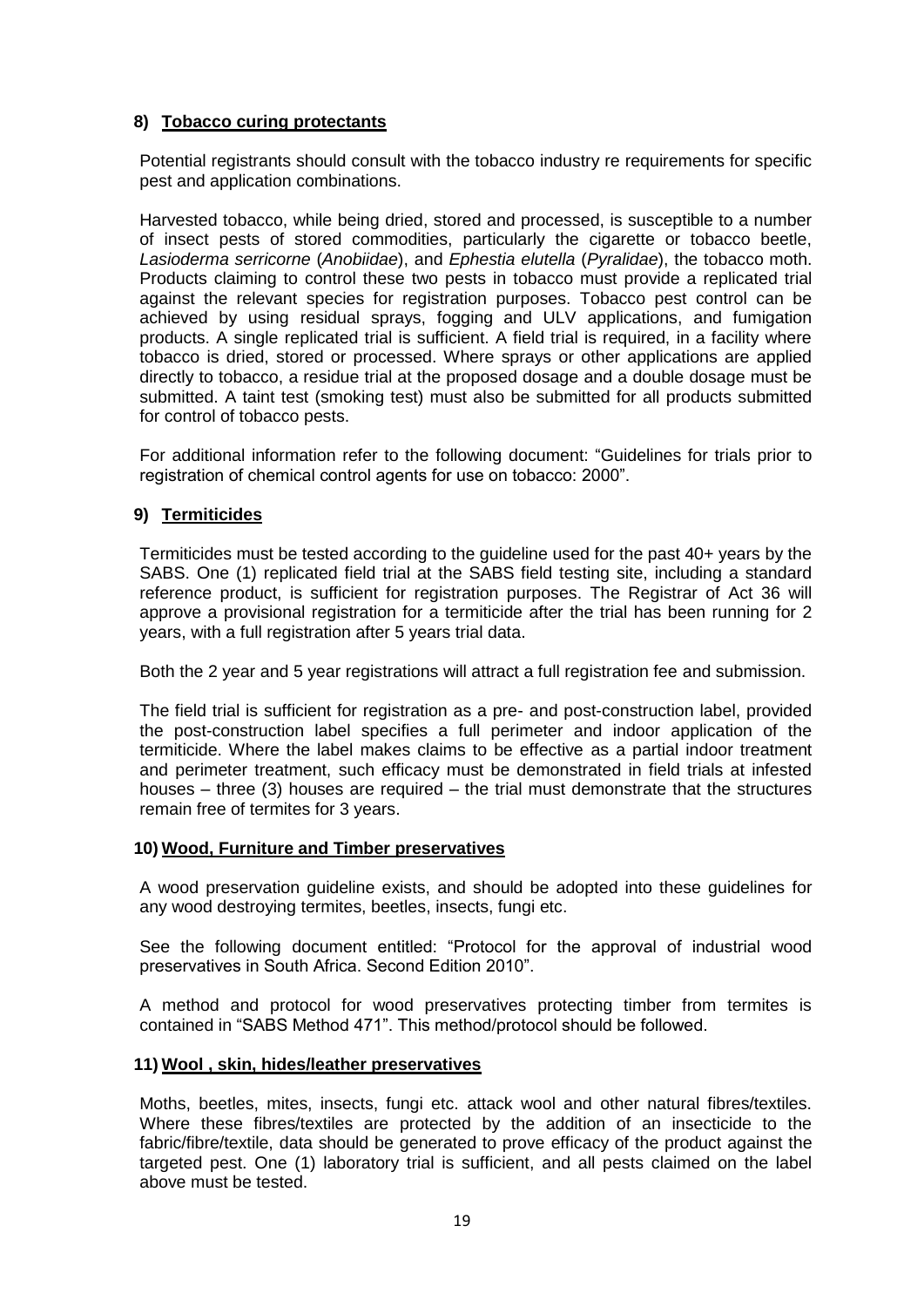### 8) **Tobacco curing protectants**

Potential registrants should consult with the tobacco industry re requirements for specific pest and application combinations.

Harvested tobacco, while being dried, stored and processed, is susceptible to a number of insect pests of stored commodities, particularly the cigarette or tobacco beetle, *Lasioderma serricorne* (*Anobiidae*), and *Ephestia elutella* (*Pyralidae*), the tobacco moth. Products claiming to control these two pests in tobacco must provide a replicated trial against the relevant species for registration purposes. Tobacco pest control can be achieved by using residual sprays, fogging and ULV applications, and fumigation products. A single replicated trial is sufficient. A field trial is required, in a facility where tobacco is dried, stored or processed. Where sprays or other applications are applied directly to tobacco, a residue trial at the proposed dosage and a double dosage must be submitted. A taint test (smoking test) must also be submitted for all products submitted for control of tobacco pests.

For additional information refer to the following document: "Guidelines for trials prior to registration of chemical control agents for use on tobacco: 2000".

### 9) **Termiticides**

Termiticides must be tested according to the guideline used for the past 40+ years by the SABS. One (1) replicated field trial at the SABS field testing site, including a standard reference product, is sufficient for registration purposes. The Registrar of Act 36 will approve a provisional registration for a termiticide after the trial has been running for 2 years, with a full registration after 5 years trial data.

Both the 2 year and 5 year registrations will attract a full registration fee and submission.

The field trial is sufficient for registration as a pre- and post-construction label, provided the post-construction label specifies a full perimeter and indoor application of the termiticide. Where the label makes claims to be effective as a partial indoor treatment and perimeter treatment, such efficacy must be demonstrated in field trials at infested houses – three (3) houses are required – the trial must demonstrate that the structures remain free of termites for 3 years.

### 10) **Wood, Furniture and Timber preservatives**

A wood preservation guideline exists, and should be adopted into these guidelines for any wood destroying termites, beetles, insects, fungi etc.

See the following document entitled: "Protocol for the approval of industrial wood preservatives in South Africa. Second Edition 2010".

A method and protocol for wood preservatives protecting timber from termites is contained in "SABS Method 471". This method/protocol should be followed.

### 11) **Wool , skin, hides/leather preservatives**

Moths, beetles, mites, insects, fungi etc. attack wool and other natural fibres/textiles. Where these fibres/textiles are protected by the addition of an insecticide to the fabric/fibre/textile, data should be generated to prove efficacy of the product against the targeted pest. One (1) laboratory trial is sufficient, and all pests claimed on the label above must be tested.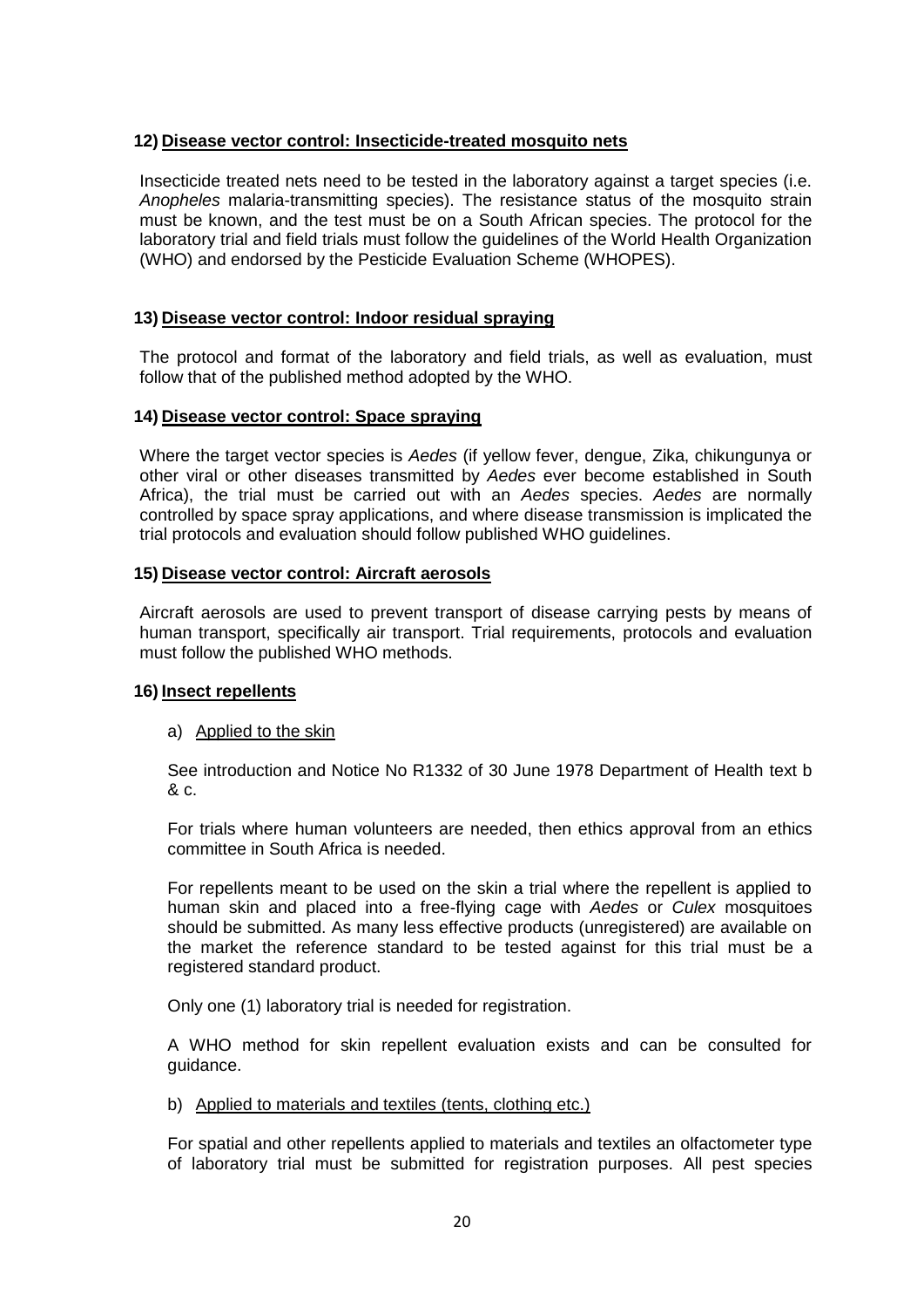## 12) Disease vector control: Insecticide-treated mosquito nets

Insecticide treated nets need to be tested in the laboratory against a target species (i.e. *Anopheles* malaria-transmitting species). The resistance status of the mosquito strain must be known, and the test must be on a South African species. The protocol for the laboratory trial and field trials must follow the guidelines of the World Health Organization (WHO) and endorsed by the Pesticide Evaluation Scheme (WHOPES).

## 13) Disease vector control: Indoor residual spraying

The protocol and format of the laboratory and field trials, as well as evaluation, must follow that of the published method adopted by the WHO.

## 14) Disease vector control: Space spraying

Where the target vector species is *Aedes* (if yellow fever, dengue, Zika, chikungunya or other viral or other diseases transmitted by *Aedes* ever become established in South Africa), the trial must be carried out with an *Aedes* species. *Aedes* are normally controlled by space spray applications, and where disease transmission is implicated the trial protocols and evaluation should follow published WHO guidelines.

## 15) Disease vector control: Aircraft aerosols

Aircraft aerosols are used to prevent transport of disease carrying pests by means of human transport, specifically air transport. Trial requirements, protocols and evaluation must follow the published WHO methods.

## 16) Insect repellents

a) Applied to the skin

See introduction and Notice No R1332 of 30 June 1978 Department of Health text b & c.

For trials where human volunteers are needed, then ethics approval from an ethics committee in South Africa is needed.

For repellents meant to be used on the skin a trial where the repellent is applied to human skin and placed into a free-flying cage with *Aedes* or *Culex* mosquitoes should be submitted. As many less effective products (unregistered) are available on the market the reference standard to be tested against for this trial must be a registered standard product.

Only one (1) laboratory trial is needed for registration.

A WHO method for skin repellent evaluation exists and can be consulted for guidance.

b) Applied to materials and textiles (tents, clothing etc.)

For spatial and other repellents applied to materials and textiles an olfactometer type of laboratory trial must be submitted for registration purposes. All pest species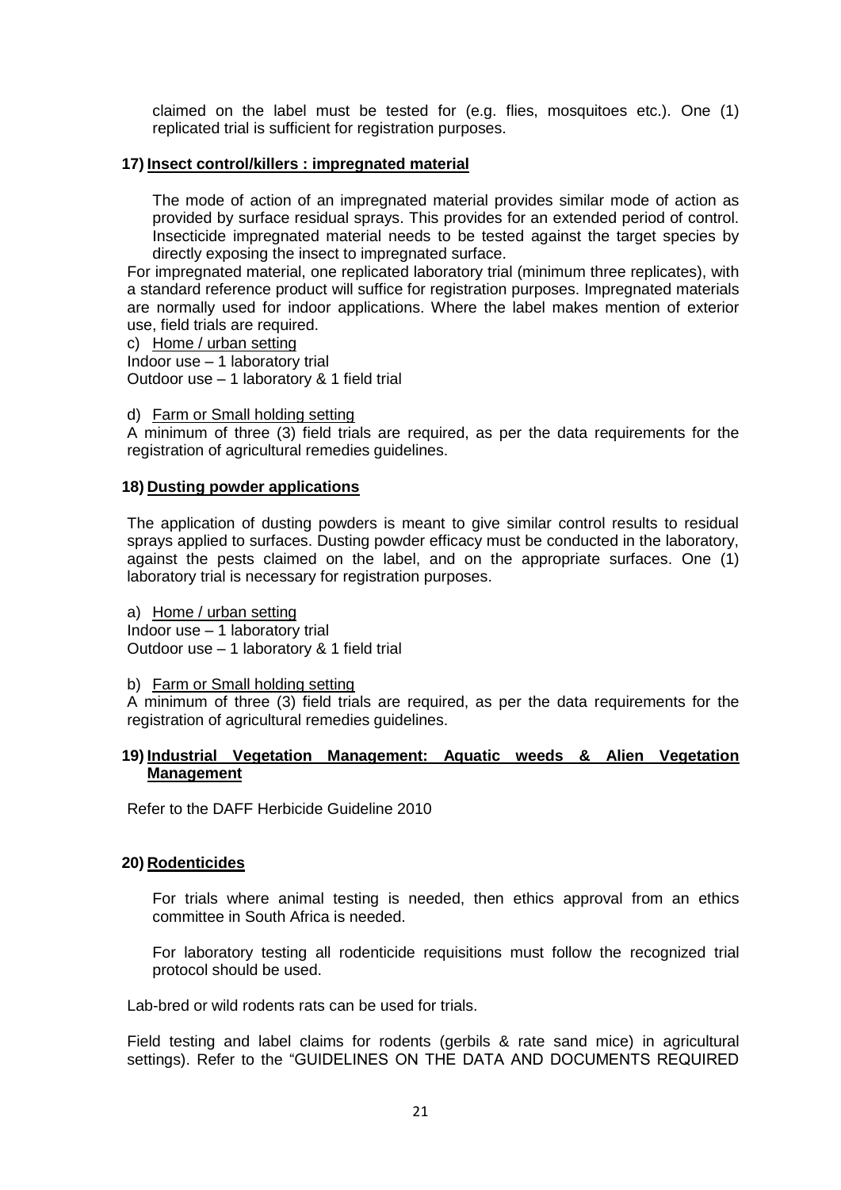claimed on the label must be tested for (e.g. flies, mosquitoes etc.). One (1) replicated trial is sufficient for registration purposes.

**17) Insect control/killers : impregnated material**

The mode of action of an impregnated material provides similar mode of action as provided by surface residual sprays. This provides for an extended period of control. Insecticide impregnated material needs to be tested against the target species by directly exposing the insect to impregnated surface.

For impregnated material, one replicated laboratory trial (minimum three replicates), with a standard reference product will suffice for registration purposes. Impregnated materials are normally used for indoor applications. Where the label makes mention of exterior use, field trials are required.

c) Home / urban setting

Indoor use – 1 laboratory trial

Outdoor use – 1 laboratory & 1 field trial

d) Farm or Small holding setting

A minimum of three (3) field trials are required, as per the data requirements for the registration of agricultural remedies guidelines.

**18) Dusting powder applications**

The application of dusting powders is meant to give similar control results to residual sprays applied to surfaces. Dusting powder efficacy must be conducted in the laboratory, against the pests claimed on the label, and on the appropriate surfaces. One (1) laboratory trial is necessary for registration purposes.

a) Home / urban setting

Indoor use – 1 laboratory trial

Outdoor use – 1 laboratory & 1 field trial

b) Farm or Small holding setting

A minimum of three (3) field trials are required, as per the data requirements for the registration of agricultural remedies guidelines.

**19) Industrial Vegetation Management: Aquatic weeds & Alien Vegetation Management**

Refer to the DAFF Herbicide Guideline 2010

**20) Rodenticides**

For trials where animal testing is needed, then ethics approval from an ethics committee in South Africa is needed.

For laboratory testing all rodenticide requisitions must follow the recognized trial protocol should be used.

Lab-bred or wild rodents rats can be used for trials.

Field testing and label claims for rodents (gerbils & rate sand mice) in agricultural settings). Refer to the "GUIDELINES ON THE DATA AND DOCUMENTS REQUIRED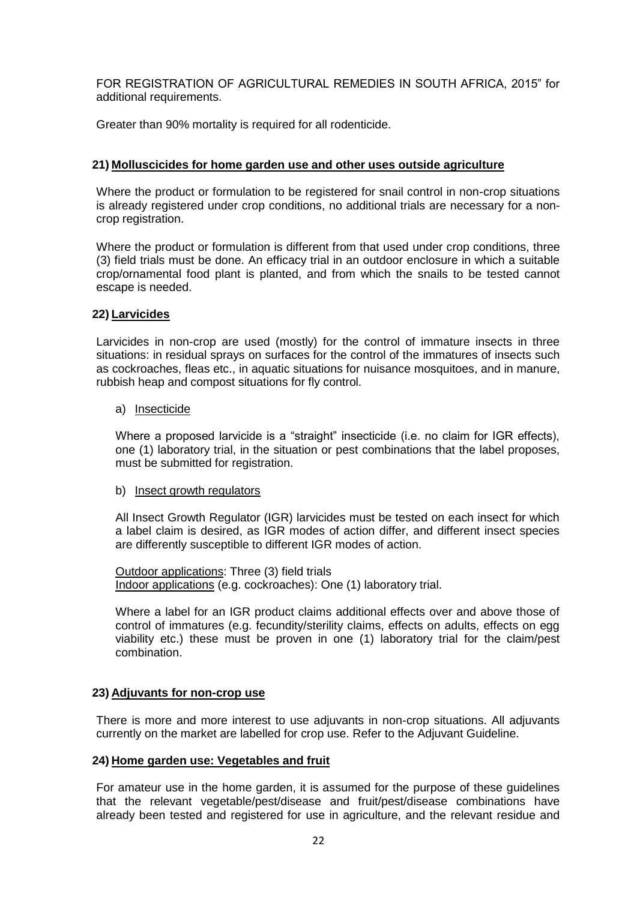FOR REGISTRATION OF AGRICULTURAL REMEDIES IN SOUTH AFRICA, 2015" for additional requirements.

Greater than 90% mortality is required for all rodenticide.

## 21) Molluscicides for home garden use and other uses outside agriculture

Where the product or formulation to be registered for snail control in non-crop situations is already registered under crop conditions, no additional trials are necessary for a non-crop registration.

Where the product or formulation is different from that used under crop conditions, three (3) field trials must be done. An efficacy trial in an outdoor enclosure in which a suitable crop/ornamental food plant is planted, and from which the snails to be tested cannot escape is needed.

## 22) Larvicides

Larvicides in non-crop are used (mostly) for the control of immature insects in three situations: in residual sprays on surfaces for the control of the immatures of insects such as cockroaches, fleas etc., in aquatic situations for nuisance mosquitoes, and in manure, rubbish heap and compost situations for fly control.

a) Insecticide

Where a proposed larvicide is a "straight" insecticide (i.e. no claim for IGR effects), one (1) laboratory trial, in the situation or pest combinations that the label proposes, must be submitted for registration.

b) Insect growth regulators

All Insect Growth Regulator (IGR) larvicides must be tested on each insect for which a label claim is desired, as IGR modes of action differ, and different insect species are differently susceptible to different IGR modes of action.

Outdoor applications: Three (3) field trials
Indoor applications (e.g. cockroaches): One (1) laboratory trial.

Where a label for an IGR product claims additional effects over and above those of control of immatures (e.g. fecundity/sterility claims, effects on adults, effects on egg viability etc.) these must be proven in one (1) laboratory trial for the claim/pest combination.

## 23) Adjuvants for non-crop use

There is more and more interest to use adjuvants in non-crop situations. All adjuvants currently on the market are labelled for crop use. Refer to the Adjuvant Guideline.

## 24) Home garden use: Vegetables and fruit

For amateur use in the home garden, it is assumed for the purpose of these guidelines that the relevant vegetable/pest/disease and fruit/pest/disease combinations have already been tested and registered for use in agriculture, and the relevant residue and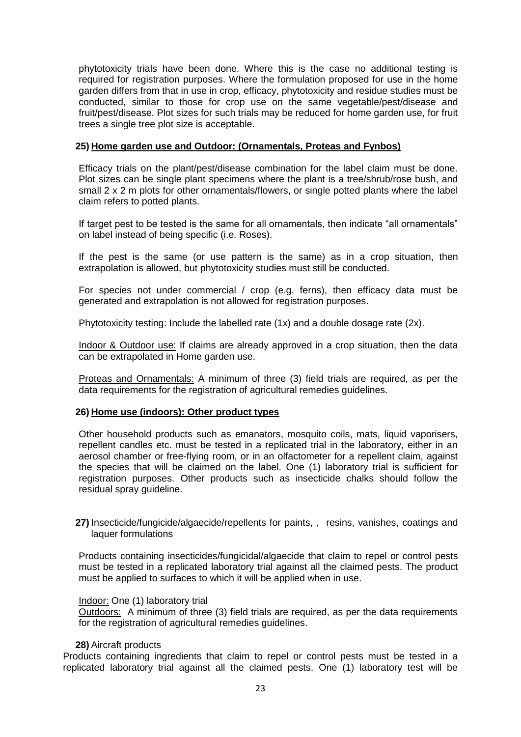phytotoxicity trials have been done. Where this is the case no additional testing is required for registration purposes. Where the formulation proposed for use in the home garden differs from that in use in crop, efficacy, phytotoxicity and residue studies must be conducted, similar to those for crop use on the same vegetable/pest/disease and fruit/pest/disease. Plot sizes for such trials may be reduced for home garden use, for fruit trees a single tree plot size is acceptable.

**25) Home garden use and Outdoor: (Ornamentals, Proteas and Fynbos)**

Efficacy trials on the plant/pest/disease combination for the label claim must be done. Plot sizes can be single plant specimens where the plant is a tree/shrub/rose bush, and small 2 x 2 m plots for other ornamentals/flowers, or single potted plants where the label claim refers to potted plants.

If target pest to be tested is the same for all ornamentals, then indicate "all ornamentals" on label instead of being specific (i.e. Roses).

If the pest is the same (or use pattern is the same) as in a crop situation, then extrapolation is allowed, but phytotoxicity studies must still be conducted.

For species not under commercial / crop (e.g. ferns), then efficacy data must be generated and extrapolation is not allowed for registration purposes.

Phytotoxicity testing: Include the labelled rate (1x) and a double dosage rate (2x).

Indoor & Outdoor use: If claims are already approved in a crop situation, then the data can be extrapolated in Home garden use.

Proteas and Ornamentals: A minimum of three (3) field trials are required, as per the data requirements for the registration of agricultural remedies guidelines.

**26) Home use (indoors): Other product types**

Other household products such as emanators, mosquito coils, mats, liquid vaporisers, repellent candles etc. must be tested in a replicated trial in the laboratory, either in an aerosol chamber or free-flying room, or in an olfactometer for a repellent claim, against the species that will be claimed on the label. One (1) laboratory trial is sufficient for registration purposes. Other products such as insecticide chalks should follow the residual spray guideline.

**27)** Insecticide/fungicide/algaecide/repellents for paints, , resins, vanishes, coatings and laquer formulations

Products containing insecticides/fungicidal/algaecide that claim to repel or control pests must be tested in a replicated laboratory trial against all the claimed pests. The product must be applied to surfaces to which it will be applied when in use.

Indoor: One (1) laboratory trial
Outdoors: A minimum of three (3) field trials are required, as per the data requirements for the registration of agricultural remedies guidelines.

**28)** Aircraft products

Products containing ingredients that claim to repel or control pests must be tested in a replicated laboratory trial against all the claimed pests. One (1) laboratory test will be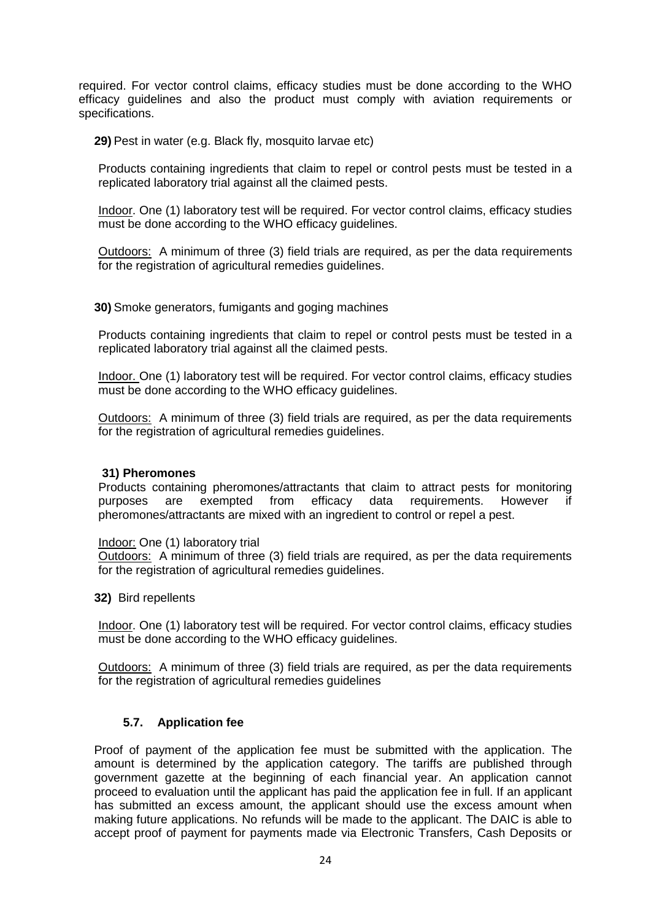required. For vector control claims, efficacy studies must be done according to the WHO efficacy guidelines and also the product must comply with aviation requirements or specifications.

**29)** Pest in water (e.g. Black fly, mosquito larvae etc)

Products containing ingredients that claim to repel or control pests must be tested in a replicated laboratory trial against all the claimed pests.

Indoor. One (1) laboratory test will be required. For vector control claims, efficacy studies must be done according to the WHO efficacy guidelines.

Outdoors: A minimum of three (3) field trials are required, as per the data requirements for the registration of agricultural remedies guidelines.

**30)** Smoke generators, fumigants and goging machines

Products containing ingredients that claim to repel or control pests must be tested in a replicated laboratory trial against all the claimed pests.

Indoor. One (1) laboratory test will be required. For vector control claims, efficacy studies must be done according to the WHO efficacy guidelines.

Outdoors: A minimum of three (3) field trials are required, as per the data requirements for the registration of agricultural remedies guidelines.

**31) Pheromones**

Products containing pheromones/attractants that claim to attract pests for monitoring purposes are exempted from efficacy data requirements. However if pheromones/attractants are mixed with an ingredient to control or repel a pest.

Indoor: One (1) laboratory trial

Outdoors: A minimum of three (3) field trials are required, as per the data requirements for the registration of agricultural remedies guidelines.

**32)** Bird repellents

Indoor. One (1) laboratory test will be required. For vector control claims, efficacy studies must be done according to the WHO efficacy guidelines.

Outdoors: A minimum of three (3) field trials are required, as per the data requirements for the registration of agricultural remedies guidelines

### 5.7. Application fee

Proof of payment of the application fee must be submitted with the application. The amount is determined by the application category. The tariffs are published through government gazette at the beginning of each financial year. An application cannot proceed to evaluation until the applicant has paid the application fee in full. If an applicant has submitted an excess amount, the applicant should use the excess amount when making future applications. No refunds will be made to the applicant. The DAIC is able to accept proof of payment for payments made via Electronic Transfers, Cash Deposits or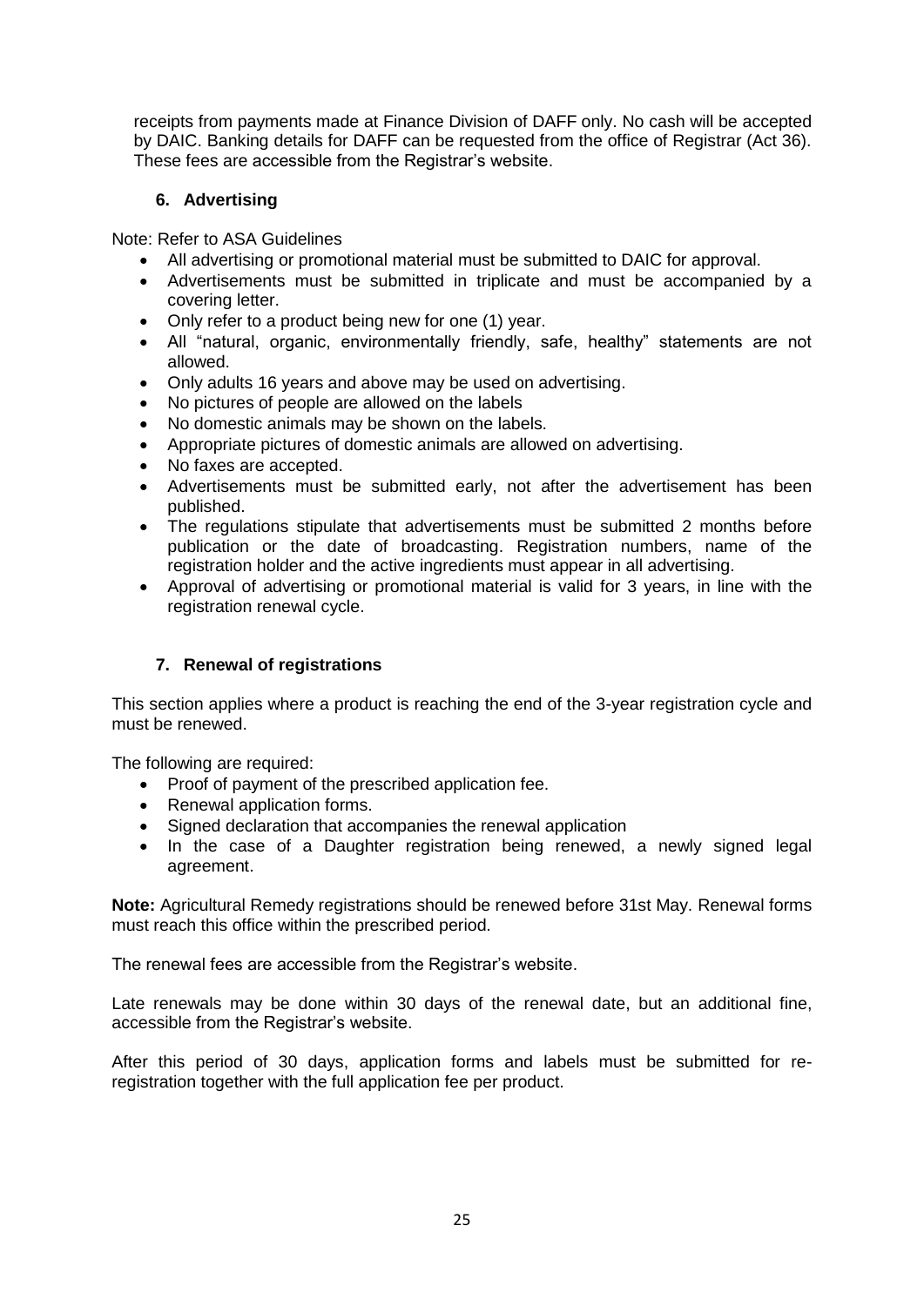receipts from payments made at Finance Division of DAFF only. No cash will be accepted by DAIC. Banking details for DAFF can be requested from the office of Registrar (Act 36). These fees are accessible from the Registrar's website.

### 6. Advertising

Note: Refer to ASA Guidelines

- All advertising or promotional material must be submitted to DAIC for approval.
- Advertisements must be submitted in triplicate and must be accompanied by a covering letter.
- Only refer to a product being new for one (1) year.
- All "natural, organic, environmentally friendly, safe, healthy" statements are not allowed.
- Only adults 16 years and above may be used on advertising.
- No pictures of people are allowed on the labels
- No domestic animals may be shown on the labels.
- Appropriate pictures of domestic animals are allowed on advertising.
- No faxes are accepted.
- Advertisements must be submitted early, not after the advertisement has been published.
- The regulations stipulate that advertisements must be submitted 2 months before publication or the date of broadcasting. Registration numbers, name of the registration holder and the active ingredients must appear in all advertising.
- Approval of advertising or promotional material is valid for 3 years, in line with the registration renewal cycle.

### 7. Renewal of registrations

This section applies where a product is reaching the end of the 3-year registration cycle and must be renewed.

The following are required:

- Proof of payment of the prescribed application fee.
- Renewal application forms.
- Signed declaration that accompanies the renewal application
- In the case of a Daughter registration being renewed, a newly signed legal agreement.

**Note:** Agricultural Remedy registrations should be renewed before 31st May. Renewal forms must reach this office within the prescribed period.

The renewal fees are accessible from the Registrar's website.

Late renewals may be done within 30 days of the renewal date, but an additional fine, accessible from the Registrar's website.

After this period of 30 days, application forms and labels must be submitted for re-registration together with the full application fee per product.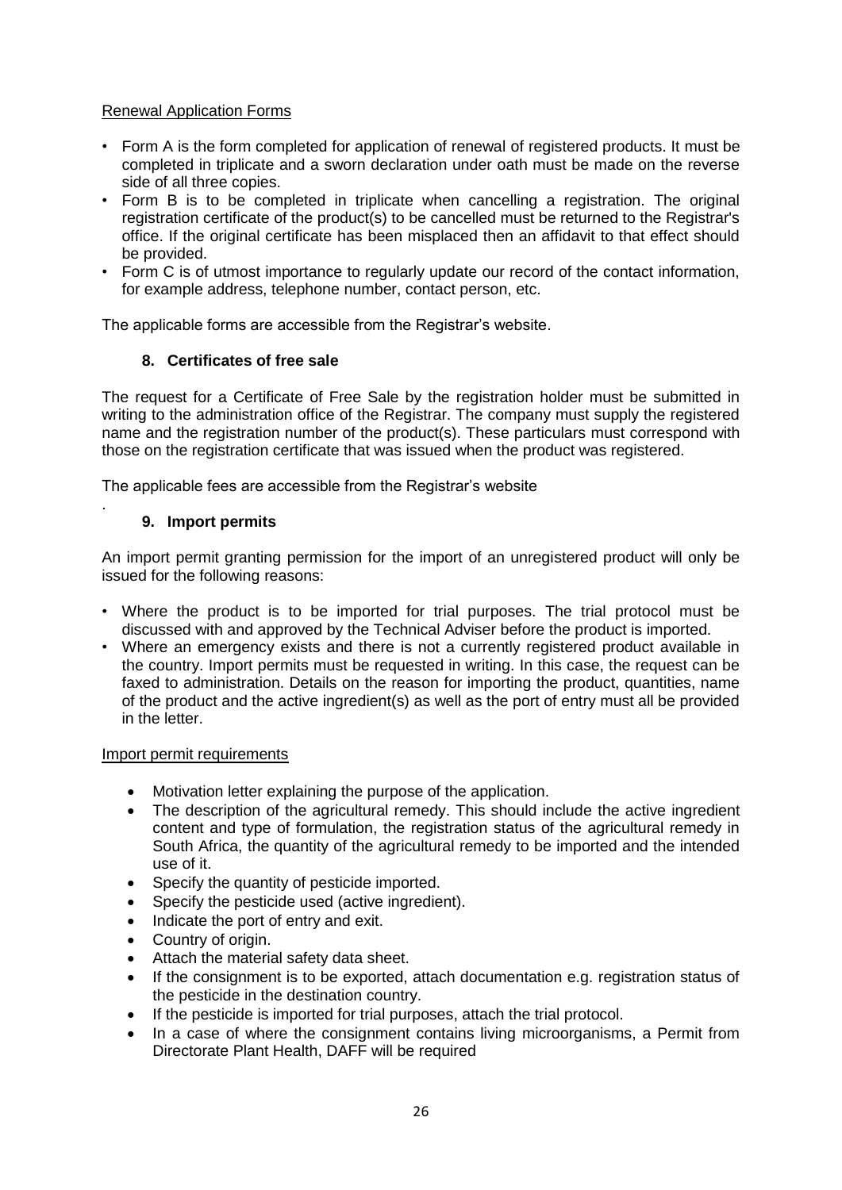Renewal Application Forms

- Form A is the form completed for application of renewal of registered products. It must be completed in triplicate and a sworn declaration under oath must be made on the reverse side of all three copies.
- Form B is to be completed in triplicate when cancelling a registration. The original registration certificate of the product(s) to be cancelled must be returned to the Registrar's office. If the original certificate has been misplaced then an affidavit to that effect should be provided.
- Form C is of utmost importance to regularly update our record of the contact information, for example address, telephone number, contact person, etc.

The applicable forms are accessible from the Registrar's website.

### 8. Certificates of free sale

The request for a Certificate of Free Sale by the registration holder must be submitted in writing to the administration office of the Registrar. The company must supply the registered name and the registration number of the product(s). These particulars must correspond with those on the registration certificate that was issued when the product was registered.

The applicable fees are accessible from the Registrar's website

.

### 9. Import permits

An import permit granting permission for the import of an unregistered product will only be issued for the following reasons:

- Where the product is to be imported for trial purposes. The trial protocol must be discussed with and approved by the Technical Adviser before the product is imported.
- Where an emergency exists and there is not a currently registered product available in the country. Import permits must be requested in writing. In this case, the request can be faxed to administration. Details on the reason for importing the product, quantities, name of the product and the active ingredient(s) as well as the port of entry must all be provided in the letter.

Import permit requirements

- Motivation letter explaining the purpose of the application.
- The description of the agricultural remedy. This should include the active ingredient content and type of formulation, the registration status of the agricultural remedy in South Africa, the quantity of the agricultural remedy to be imported and the intended use of it.
- Specify the quantity of pesticide imported.
- Specify the pesticide used (active ingredient).
- Indicate the port of entry and exit.
- Country of origin.
- Attach the material safety data sheet.
- If the consignment is to be exported, attach documentation e.g. registration status of the pesticide in the destination country.
- If the pesticide is imported for trial purposes, attach the trial protocol.
- In a case of where the consignment contains living microorganisms, a Permit from Directorate Plant Health, DAFF will be required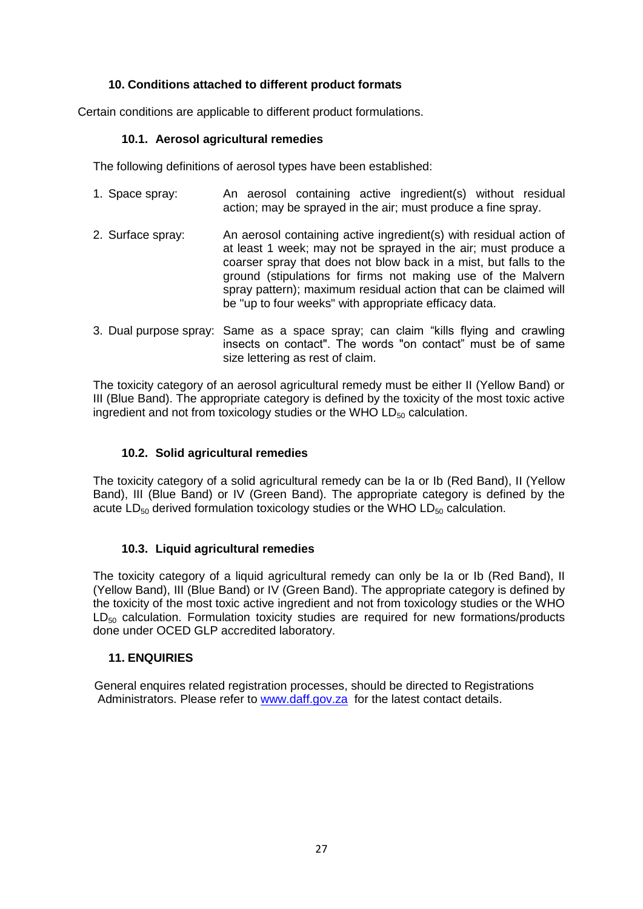## 10. Conditions attached to different product formats

Certain conditions are applicable to different product formulations.

### 10.1. Aerosol agricultural remedies

The following definitions of aerosol types have been established:

1. Space spray: An aerosol containing active ingredient(s) without residual action; may be sprayed in the air; must produce a fine spray.

2. Surface spray: An aerosol containing active ingredient(s) with residual action of at least 1 week; may not be sprayed in the air; must produce a coarser spray that does not blow back in a mist, but falls to the ground (stipulations for firms not making use of the Malvern spray pattern); maximum residual action that can be claimed will be "up to four weeks" with appropriate efficacy data.

3. Dual purpose spray: Same as a space spray; can claim "kills flying and crawling insects on contact". The words "on contact" must be of same size lettering as rest of claim.

The toxicity category of an aerosol agricultural remedy must be either II (Yellow Band) or III (Blue Band). The appropriate category is defined by the toxicity of the most toxic active ingredient and not from toxicology studies or the WHO $LD_{50}$ calculation.

### 10.2. Solid agricultural remedies

The toxicity category of a solid agricultural remedy can be Ia or Ib (Red Band), II (Yellow Band), III (Blue Band) or IV (Green Band). The appropriate category is defined by the acute $LD_{50}$ derived formulation toxicology studies or the WHO $LD_{50}$ calculation.

### 10.3. Liquid agricultural remedies

The toxicity category of a liquid agricultural remedy can only be Ia or Ib (Red Band), II (Yellow Band), III (Blue Band) or IV (Green Band). The appropriate category is defined by the toxicity of the most toxic active ingredient and not from toxicology studies or the WHO $LD_{50}$ calculation. Formulation toxicity studies are required for new formations/products done under OCED GLP accredited laboratory.

## 11. ENQUIRIES

General enquires related registration processes, should be directed to Registrations Administrators. Please refer to [www.daff.gov.za](http://www.daff.gov.za) for the latest contact details.